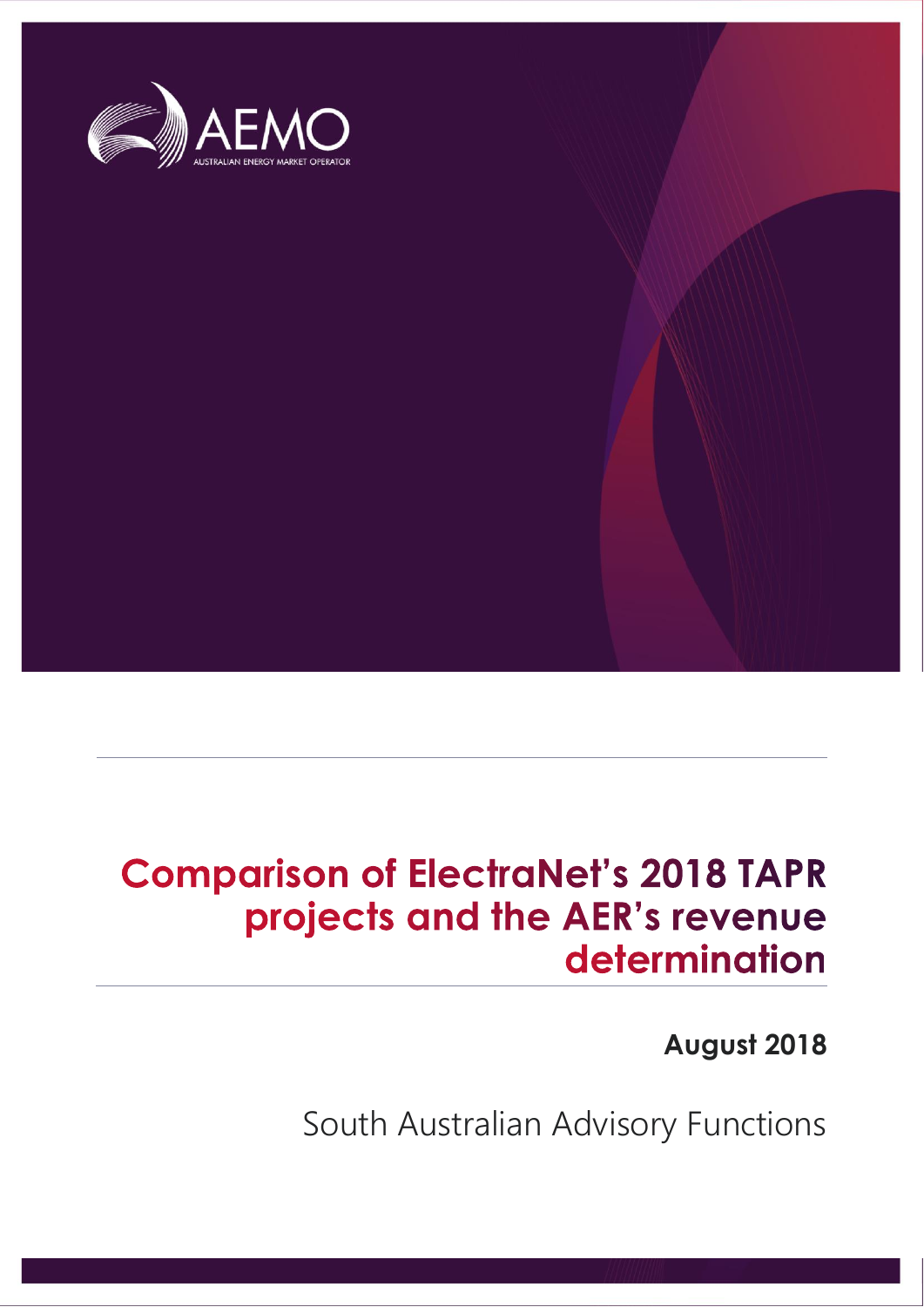AEMO

AUSTRALIAN ENERGY MARKET OPERATOR

# Comparison of ElectraNet's 2018 TAPR projects and the AER's revenue determination

**August 2018**

South Australian Advisory Functions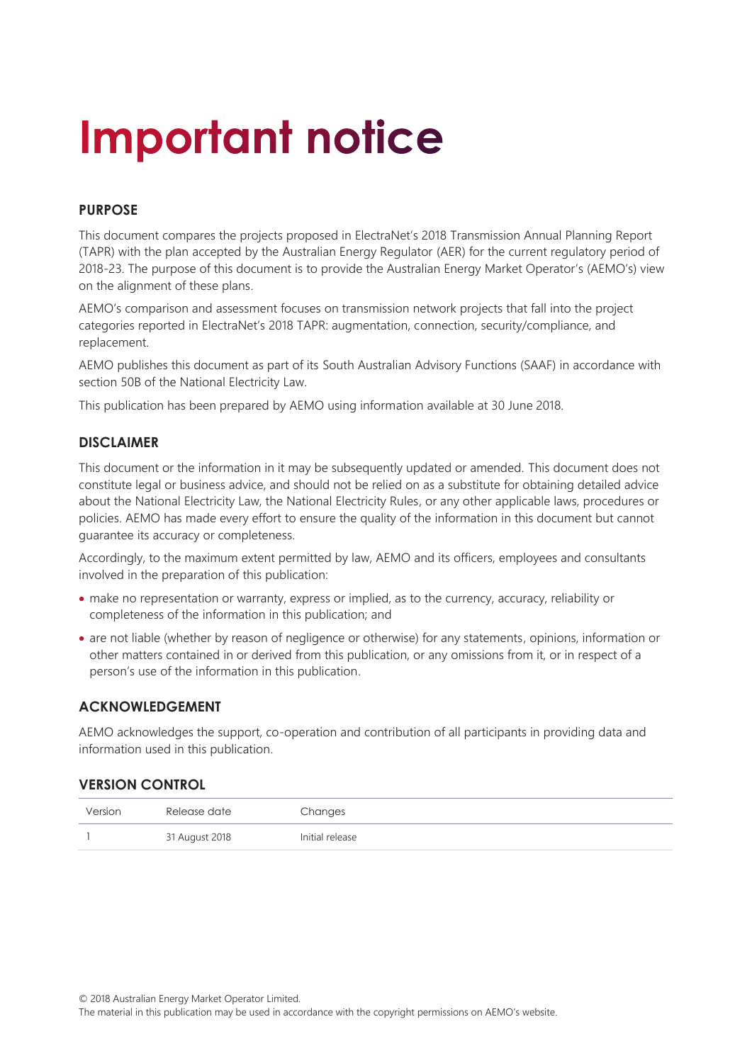# Important notice

## PURPOSE

This document compares the projects proposed in ElectraNet's 2018 Transmission Annual Planning Report (TAPR) with the plan accepted by the Australian Energy Regulator (AER) for the current regulatory period of 2018-23. The purpose of this document is to provide the Australian Energy Market Operator's (AEMO's) view on the alignment of these plans.

AEMO's comparison and assessment focuses on transmission network projects that fall into the project categories reported in ElectraNet's 2018 TAPR: augmentation, connection, security/compliance, and replacement.

AEMO publishes this document as part of its South Australian Advisory Functions (SAAF) in accordance with section 50B of the National Electricity Law.

This publication has been prepared by AEMO using information available at 30 June 2018.

## DISCLAIMER

This document or the information in it may be subsequently updated or amended. This document does not constitute legal or business advice, and should not be relied on as a substitute for obtaining detailed advice about the National Electricity Law, the National Electricity Rules, or any other applicable laws, procedures or policies. AEMO has made every effort to ensure the quality of the information in this document but cannot guarantee its accuracy or completeness.

Accordingly, to the maximum extent permitted by law, AEMO and its officers, employees and consultants involved in the preparation of this publication:

- make no representation or warranty, express or implied, as to the currency, accuracy, reliability or completeness of the information in this publication; and
- are not liable (whether by reason of negligence or otherwise) for any statements, opinions, information or other matters contained in or derived from this publication, or any omissions from it, or in respect of a person's use of the information in this publication.

## ACKNOWLEDGEMENT

AEMO acknowledges the support, co-operation and contribution of all participants in providing data and information used in this publication.

## VERSION CONTROL

| Version | Release date | Changes |
|---|---|---|
| 1 | 31 August 2018 | Initial release |

© 2018 Australian Energy Market Operator Limited.
The material in this publication may be used in accordance with the copyright permissions on AEMO's website.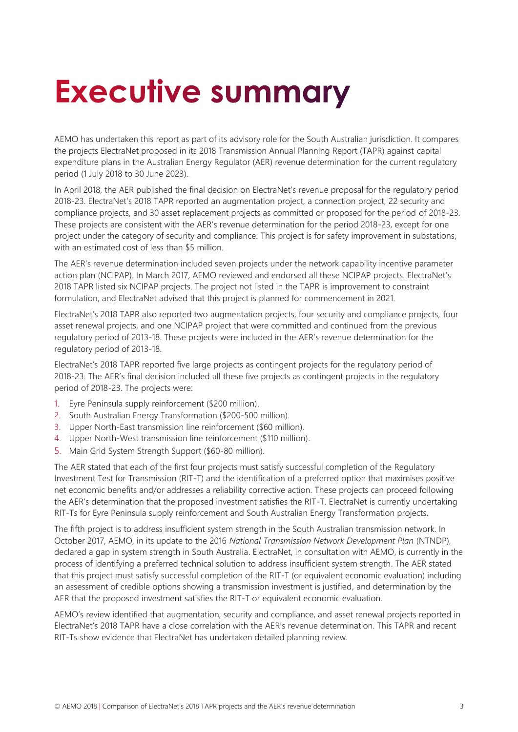# Executive summary

AEMO has undertaken this report as part of its advisory role for the South Australian jurisdiction. It compares the projects ElectraNet proposed in its 2018 Transmission Annual Planning Report (TAPR) against capital expenditure plans in the Australian Energy Regulator (AER) revenue determination for the current regulatory period (1 July 2018 to 30 June 2023).

In April 2018, the AER published the final decision on ElectraNet's revenue proposal for the regulatory period 2018-23. ElectraNet's 2018 TAPR reported an augmentation project, a connection project, 22 security and compliance projects, and 30 asset replacement projects as committed or proposed for the period of 2018-23. These projects are consistent with the AER's revenue determination for the period 2018-23, except for one project under the category of security and compliance. This project is for safety improvement in substations, with an estimated cost of less than $5 million.

The AER's revenue determination included seven projects under the network capability incentive parameter action plan (NCIPAP). In March 2017, AEMO reviewed and endorsed all these NCIPAP projects. ElectraNet's 2018 TAPR listed six NCIPAP projects. The project not listed in the TAPR is improvement to constraint formulation, and ElectraNet advised that this project is planned for commencement in 2021.

ElectraNet's 2018 TAPR also reported two augmentation projects, four security and compliance projects, four asset renewal projects, and one NCIPAP project that were committed and continued from the previous regulatory period of 2013-18. These projects were included in the AER's revenue determination for the regulatory period of 2013-18.

ElectraNet's 2018 TAPR reported five large projects as contingent projects for the regulatory period of 2018-23. The AER's final decision included all these five projects as contingent projects in the regulatory period of 2018-23. The projects were:

1. Eyre Peninsula supply reinforcement ($200 million).
2. South Australian Energy Transformation ($200-500 million).
3. Upper North-East transmission line reinforcement ($60 million).
4. Upper North-West transmission line reinforcement ($110 million).
5. Main Grid System Strength Support ($60-80 million).

The AER stated that each of the first four projects must satisfy successful completion of the Regulatory Investment Test for Transmission (RIT-T) and the identification of a preferred option that maximises positive net economic benefits and/or addresses a reliability corrective action. These projects can proceed following the AER's determination that the proposed investment satisfies the RIT-T. ElectraNet is currently undertaking RIT-Ts for Eyre Peninsula supply reinforcement and South Australian Energy Transformation projects.

The fifth project is to address insufficient system strength in the South Australian transmission network. In October 2017, AEMO, in its update to the 2016 *National Transmission Network Development Plan* (NTNDP), declared a gap in system strength in South Australia. ElectraNet, in consultation with AEMO, is currently in the process of identifying a preferred technical solution to address insufficient system strength. The AER stated that this project must satisfy successful completion of the RIT-T (or equivalent economic evaluation) including an assessment of credible options showing a transmission investment is justified, and determination by the AER that the proposed investment satisfies the RIT-T or equivalent economic evaluation.

AEMO's review identified that augmentation, security and compliance, and asset renewal projects reported in ElectraNet's 2018 TAPR have a close correlation with the AER's revenue determination. This TAPR and recent RIT-Ts show evidence that ElectraNet has undertaken detailed planning review.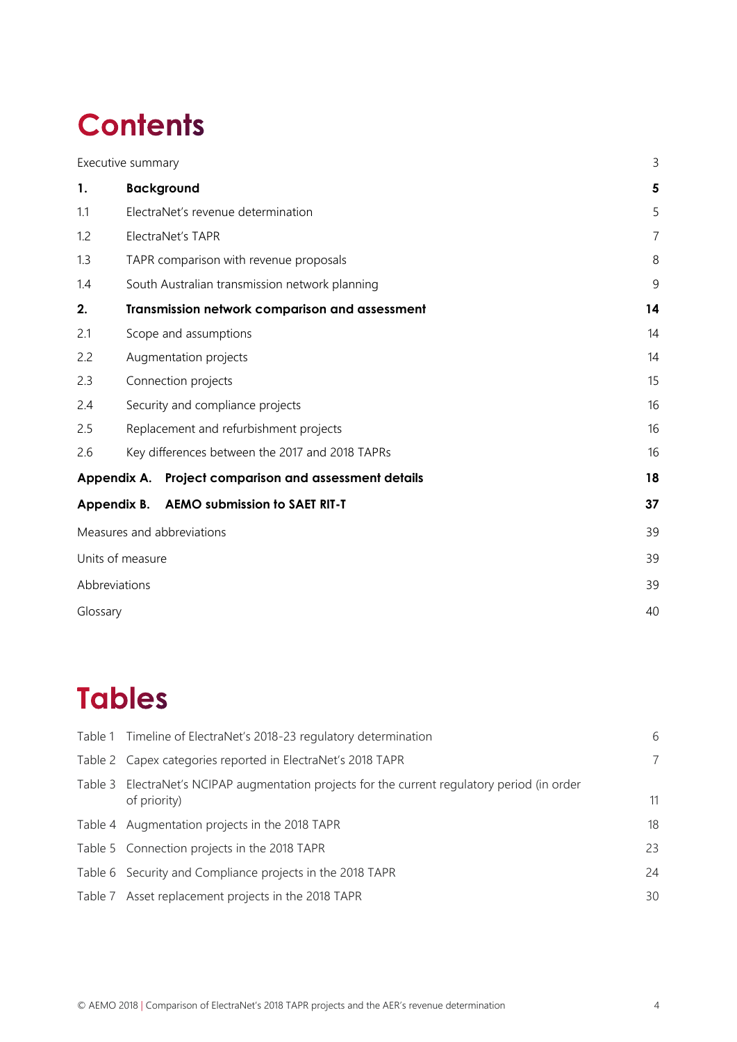# Contents

| | | |
|---|---|---|
| Executive summary | | 3 |
| **1.** | **Background** | **5** |
| 1.1 | ElectraNet's revenue determination | 5 |
| 1.2 | ElectraNet's TAPR | 7 |
| 1.3 | TAPR comparison with revenue proposals | 8 |
| 1.4 | South Australian transmission network planning | 9 |
| **2.** | **Transmission network comparison and assessment** | **14** |
| 2.1 | Scope and assumptions | 14 |
| 2.2 | Augmentation projects | 14 |
| 2.3 | Connection projects | 15 |
| 2.4 | Security and compliance projects | 16 |
| 2.5 | Replacement and refurbishment projects | 16 |
| 2.6 | Key differences between the 2017 and 2018 TAPRs | 16 |
| **Appendix A.** | **Project comparison and assessment details** | **18** |
| **Appendix B.** | **AEMO submission to SAET RIT-T** | **37** |
| Measures and abbreviations | | 39 |
| Units of measure | | 39 |
| Abbreviations | | 39 |
| Glossary | | 40 |

# Tables

| | | |
|---|---|---|
| Table 1 | Timeline of ElectraNet's 2018-23 regulatory determination | 6 |
| Table 2 | Capex categories reported in ElectraNet's 2018 TAPR | 7 |
| Table 3 | ElectraNet's NCIPAP augmentation projects for the current regulatory period (in order of priority) | 11 |
| Table 4 | Augmentation projects in the 2018 TAPR | 18 |
| Table 5 | Connection projects in the 2018 TAPR | 23 |
| Table 6 | Security and Compliance projects in the 2018 TAPR | 24 |
| Table 7 | Asset replacement projects in the 2018 TAPR | 30 |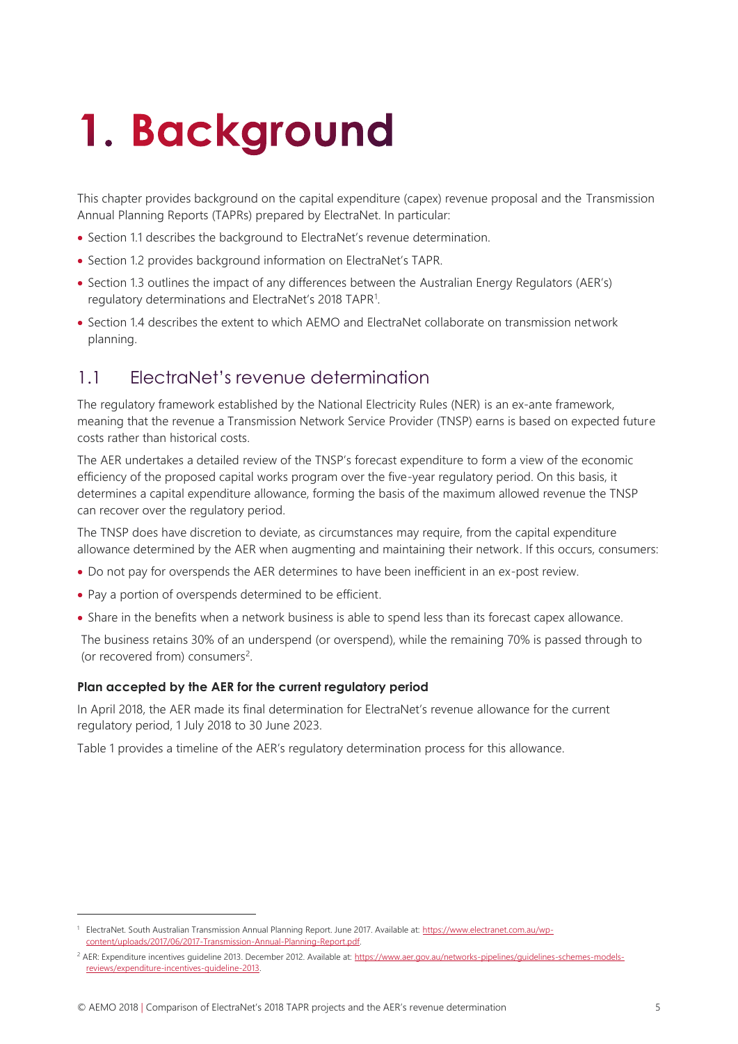# 1. Background

This chapter provides background on the capital expenditure (capex) revenue proposal and the Transmission Annual Planning Reports (TAPRs) prepared by ElectraNet. In particular:

- Section 1.1 describes the background to ElectraNet's revenue determination.
- Section 1.2 provides background information on ElectraNet's TAPR.
- Section 1.3 outlines the impact of any differences between the Australian Energy Regulators (AER's) regulatory determinations and ElectraNet's 2018 TAPR[1].
- Section 1.4 describes the extent to which AEMO and ElectraNet collaborate on transmission network planning.

## 1.1 ElectraNet's revenue determination

The regulatory framework established by the National Electricity Rules (NER) is an ex-ante framework, meaning that the revenue a Transmission Network Service Provider (TNSP) earns is based on expected future costs rather than historical costs.

The AER undertakes a detailed review of the TNSP's forecast expenditure to form a view of the economic efficiency of the proposed capital works program over the five-year regulatory period. On this basis, it determines a capital expenditure allowance, forming the basis of the maximum allowed revenue the TNSP can recover over the regulatory period.

The TNSP does have discretion to deviate, as circumstances may require, from the capital expenditure allowance determined by the AER when augmenting and maintaining their network. If this occurs, consumers:

- Do not pay for overspends the AER determines to have been inefficient in an ex-post review.
- Pay a portion of overspends determined to be efficient.
- Share in the benefits when a network business is able to spend less than its forecast capex allowance.

The business retains 30% of an underspend (or overspend), while the remaining 70% is passed through to (or recovered from) consumers[2].

**Plan accepted by the AER for the current regulatory period**

In April 2018, the AER made its final determination for ElectraNet's revenue allowance for the current regulatory period, 1 July 2018 to 30 June 2023.

Table 1 provides a timeline of the AER's regulatory determination process for this allowance.

---

[1] ElectraNet. South Australian Transmission Annual Planning Report. June 2017. Available at: https://www.electranet.com.au/wp-content/uploads/2017/06/2017-Transmission-Annual-Planning-Report.pdf.

[2] AER: Expenditure incentives guideline 2013. December 2012. Available at: https://www.aer.gov.au/networks-pipelines/guidelines-schemes-models-reviews/expenditure-incentives-guideline-2013.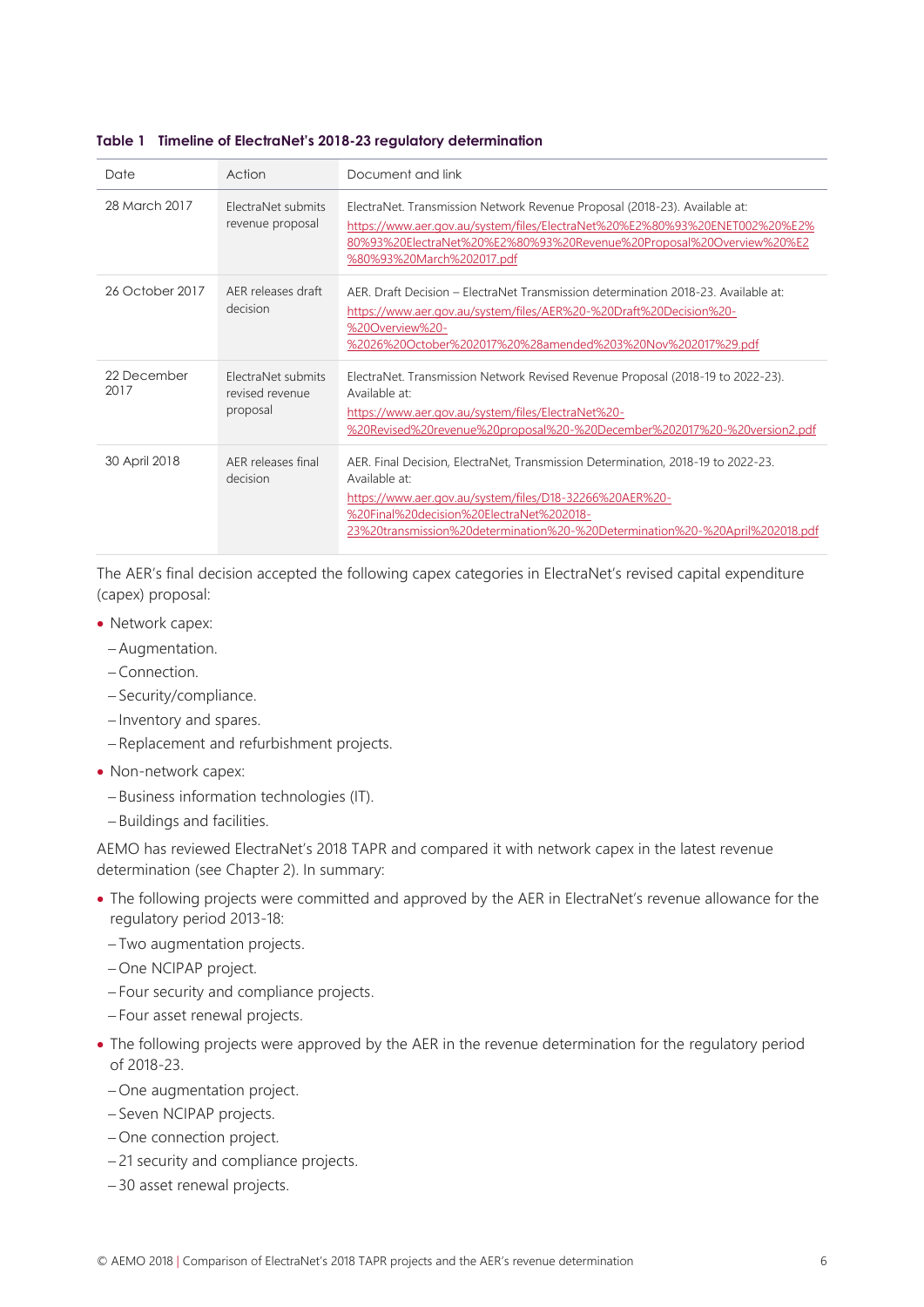**Table 1 Timeline of ElectraNet's 2018-23 regulatory determination**

| Date | Action | Document and link |
|---|---|---|
| 28 March 2017 | ElectraNet submits revenue proposal | ElectraNet. Transmission Network Revenue Proposal (2018-23). Available at: https://www.aer.gov.au/system/files/ElectraNet%20%E2%80%93%20ENET002%20%E2%80%93%20ElectraNet%20%E2%80%93%20Revenue%20Proposal%20Overview%20%E2%80%93%20March%202017.pdf |
| 26 October 2017 | AER releases draft decision | AER. Draft Decision – ElectraNet Transmission determination 2018-23. Available at: https://www.aer.gov.au/system/files/AER%20-%20Draft%20Decision%20-%20Overview%20-%2026%20October%202017%20%28amended%203%20Nov%202017%29.pdf |
| 22 December 2017 | ElectraNet submits revised revenue proposal | ElectraNet. Transmission Network Revised Revenue Proposal (2018-19 to 2022-23). Available at: https://www.aer.gov.au/system/files/ElectraNet%20-%20Revised%20revenue%20proposal%20-%20December%202017%20-%20version2.pdf |
| 30 April 2018 | AER releases final decision | AER. Final Decision, ElectraNet, Transmission Determination, 2018-19 to 2022-23. Available at: https://www.aer.gov.au/system/files/D18-32266%20AER%20-%20Final%20decision%20ElectraNet%202018-23%20transmission%20determination%20-%20Determination%20-%20April%202018.pdf |

The AER's final decision accepted the following capex categories in ElectraNet's revised capital expenditure (capex) proposal:

- Network capex:
  - Augmentation.
  - Connection.
  - Security/compliance.
  - Inventory and spares.
  - Replacement and refurbishment projects.
- Non-network capex:
  - Business information technologies (IT).
  - Buildings and facilities.

AEMO has reviewed ElectraNet's 2018 TAPR and compared it with network capex in the latest revenue determination (see Chapter 2). In summary:

- The following projects were committed and approved by the AER in ElectraNet's revenue allowance for the regulatory period 2013-18:
  - Two augmentation projects.
  - One NCIPAP project.
  - Four security and compliance projects.
  - Four asset renewal projects.
- The following projects were approved by the AER in the revenue determination for the regulatory period of 2018-23.
  - One augmentation project.
  - Seven NCIPAP projects.
  - One connection project.
  - 21 security and compliance projects.
  - 30 asset renewal projects.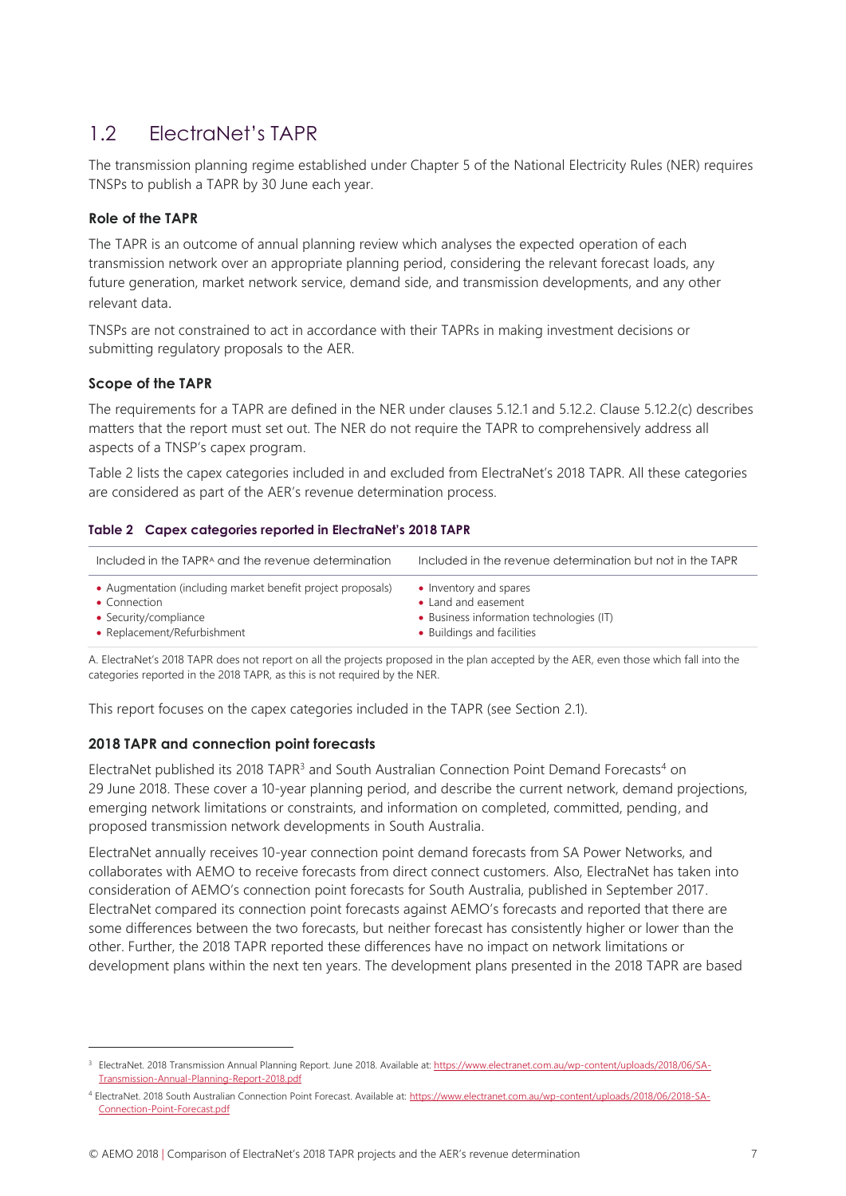## 1.2 ElectraNet's TAPR

The transmission planning regime established under Chapter 5 of the National Electricity Rules (NER) requires TNSPs to publish a TAPR by 30 June each year.

### Role of the TAPR

The TAPR is an outcome of annual planning review which analyses the expected operation of each transmission network over an appropriate planning period, considering the relevant forecast loads, any future generation, market network service, demand side, and transmission developments, and any other relevant data.

TNSPs are not constrained to act in accordance with their TAPRs in making investment decisions or submitting regulatory proposals to the AER.

### Scope of the TAPR

The requirements for a TAPR are defined in the NER under clauses 5.12.1 and 5.12.2. Clause 5.12.2(c) describes matters that the report must set out. The NER do not require the TAPR to comprehensively address all aspects of a TNSP's capex program.

Table 2 lists the capex categories included in and excluded from ElectraNet's 2018 TAPR. All these categories are considered as part of the AER's revenue determination process.

**Table 2 Capex categories reported in ElectraNet's 2018 TAPR**

| Included in the TAPR[A] and the revenue determination | Included in the revenue determination but not in the TAPR |
|---|---|
| • Augmentation (including market benefit project proposals)<br>• Connection<br>• Security/compliance<br>• Replacement/Refurbishment | • Inventory and spares<br>• Land and easement<br>• Business information technologies (IT)<br>• Buildings and facilities |

A. ElectraNet's 2018 TAPR does not report on all the projects proposed in the plan accepted by the AER, even those which fall into the categories reported in the 2018 TAPR, as this is not required by the NER.

This report focuses on the capex categories included in the TAPR (see Section 2.1).

### 2018 TAPR and connection point forecasts

ElectraNet published its 2018 TAPR[3] and South Australian Connection Point Demand Forecasts[4] on 29 June 2018. These cover a 10-year planning period, and describe the current network, demand projections, emerging network limitations or constraints, and information on completed, committed, pending, and proposed transmission network developments in South Australia.

ElectraNet annually receives 10-year connection point demand forecasts from SA Power Networks, and collaborates with AEMO to receive forecasts from direct connect customers. Also, ElectraNet has taken into consideration of AEMO's connection point forecasts for South Australia, published in September 2017. ElectraNet compared its connection point forecasts against AEMO's forecasts and reported that there are some differences between the two forecasts, but neither forecast has consistently higher or lower than the other. Further, the 2018 TAPR reported these differences have no impact on network limitations or development plans within the next ten years. The development plans presented in the 2018 TAPR are based

---

[3] ElectraNet. 2018 Transmission Annual Planning Report. June 2018. Available at: https://www.electranet.com.au/wp-content/uploads/2018/06/SA-Transmission-Annual-Planning-Report-2018.pdf

[4] ElectraNet. 2018 South Australian Connection Point Forecast. Available at: https://www.electranet.com.au/wp-content/uploads/2018/06/2018-SA-Connection-Point-Forecast.pdf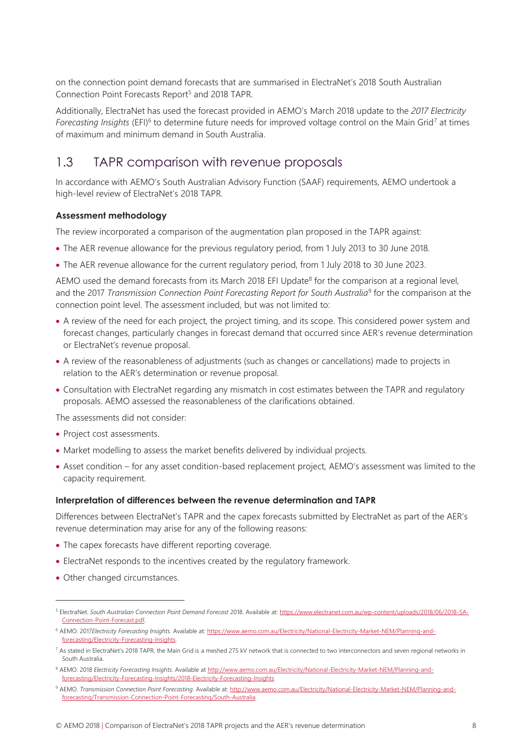on the connection point demand forecasts that are summarised in ElectraNet's 2018 South Australian Connection Point Forecasts Report[5] and 2018 TAPR.

Additionally, ElectraNet has used the forecast provided in AEMO's March 2018 update to the *2017 Electricity Forecasting Insights* (EFI)[6] to determine future needs for improved voltage control on the Main Grid[7] at times of maximum and minimum demand in South Australia.

## 1.3 TAPR comparison with revenue proposals

In accordance with AEMO's South Australian Advisory Function (SAAF) requirements, AEMO undertook a high-level review of ElectraNet's 2018 TAPR.

**Assessment methodology**

The review incorporated a comparison of the augmentation plan proposed in the TAPR against:

- The AER revenue allowance for the previous regulatory period, from 1 July 2013 to 30 June 2018.
- The AER revenue allowance for the current regulatory period, from 1 July 2018 to 30 June 2023.

AEMO used the demand forecasts from its March 2018 EFI Update[8] for the comparison at a regional level, and the 2017 *Transmission Connection Point Forecasting Report for South Australia*[9] for the comparison at the connection point level. The assessment included, but was not limited to:

- A review of the need for each project, the project timing, and its scope. This considered power system and forecast changes, particularly changes in forecast demand that occurred since AER's revenue determination or ElectraNet's revenue proposal.
- A review of the reasonableness of adjustments (such as changes or cancellations) made to projects in relation to the AER's determination or revenue proposal.
- Consultation with ElectraNet regarding any mismatch in cost estimates between the TAPR and regulatory proposals. AEMO assessed the reasonableness of the clarifications obtained.

The assessments did not consider:

- Project cost assessments.
- Market modelling to assess the market benefits delivered by individual projects.
- Asset condition – for any asset condition-based replacement project, AEMO's assessment was limited to the capacity requirement.

**Interpretation of differences between the revenue determination and TAPR**

Differences between ElectraNet's TAPR and the capex forecasts submitted by ElectraNet as part of the AER's revenue determination may arise for any of the following reasons:

- The capex forecasts have different reporting coverage.
- ElectraNet responds to the incentives created by the regulatory framework.
- Other changed circumstances.

---

[5] ElectraNet. *South Australian Connection Point Demand Forecast* 2018. Available at: https://www.electranet.com.au/wp-content/uploads/2018/06/2018-SA-Connection-Point-Forecast.pdf.

[6] AEMO. 2017*Electricity Forecasting Insights.* Available at: https://www.aemo.com.au/Electricity/National-Electricity-Market-NEM/Planning-and-forecasting/Electricity-Forecasting-Insights.

[7] As stated in ElectraNet's 2018 TAPR, the Main Grid is a meshed 275 kV network that is connected to two interconnectors and seven regional networks in South Australia.

[8] AEMO. 2018 *Electricity Forecasting Insights*. Available at http://www.aemo.com.au/Electricity/National-Electricity-Market-NEM/Planning-and-forecasting/Electricity-Forecasting-Insights/2018-Electricity-Forecasting-Insights

[9] AEMO. *Transmission Connection Point Forecasting*. Available at: http://www.aemo.com.au/Electricity/National-Electricity-Market-NEM/Planning-and-forecasting/Transmission-Connection-Point-Forecasting/South-Australia.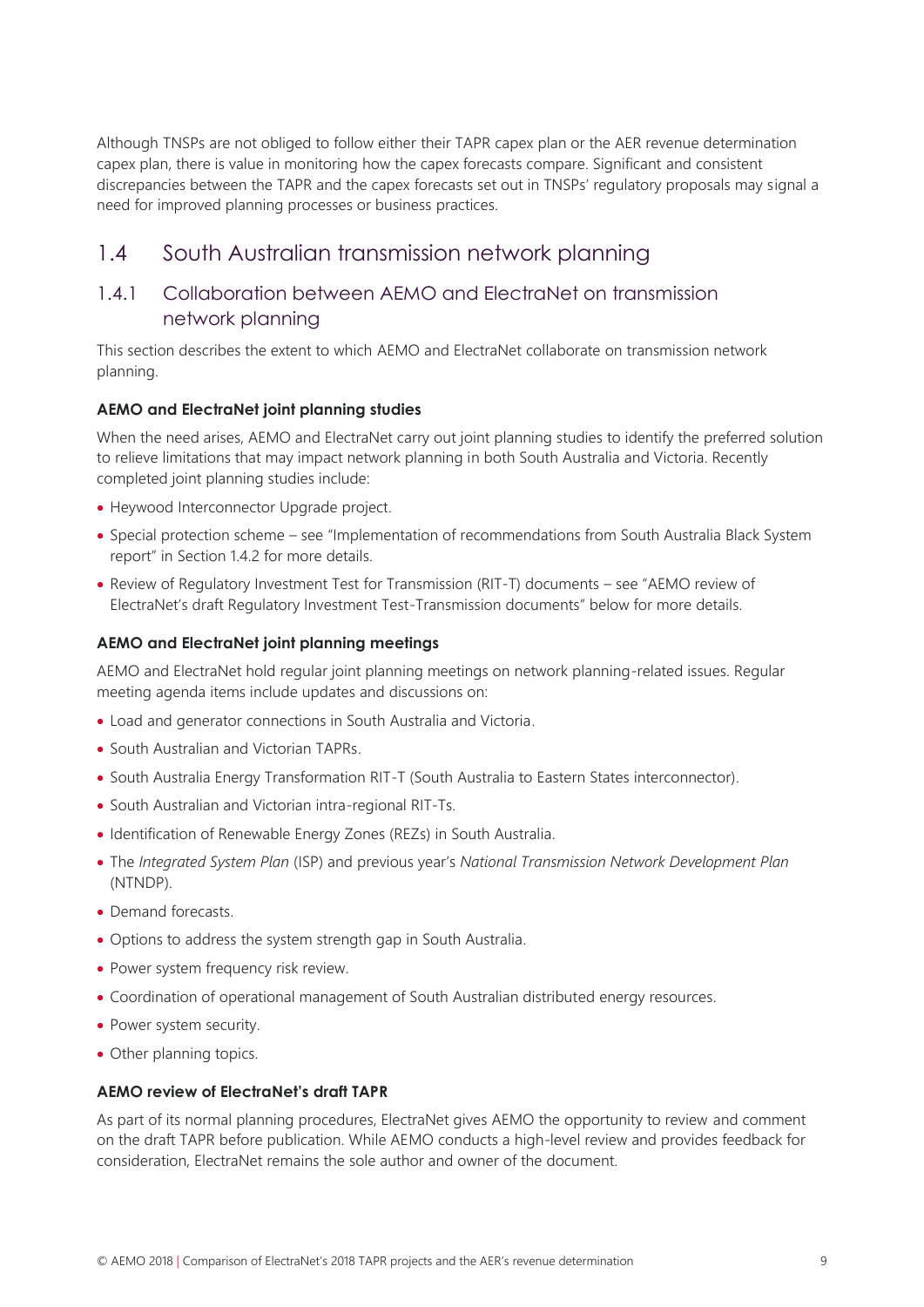Although TNSPs are not obliged to follow either their TAPR capex plan or the AER revenue determination capex plan, there is value in monitoring how the capex forecasts compare. Significant and consistent discrepancies between the TAPR and the capex forecasts set out in TNSPs' regulatory proposals may signal a need for improved planning processes or business practices.

## 1.4 South Australian transmission network planning

### 1.4.1 Collaboration between AEMO and ElectraNet on transmission network planning

This section describes the extent to which AEMO and ElectraNet collaborate on transmission network planning.

#### AEMO and ElectraNet joint planning studies

When the need arises, AEMO and ElectraNet carry out joint planning studies to identify the preferred solution to relieve limitations that may impact network planning in both South Australia and Victoria. Recently completed joint planning studies include:

- Heywood Interconnector Upgrade project.
- Special protection scheme – see "Implementation of recommendations from South Australia Black System report" in Section 1.4.2 for more details.
- Review of Regulatory Investment Test for Transmission (RIT-T) documents – see "AEMO review of ElectraNet's draft Regulatory Investment Test-Transmission documents" below for more details.

#### AEMO and ElectraNet joint planning meetings

AEMO and ElectraNet hold regular joint planning meetings on network planning-related issues. Regular meeting agenda items include updates and discussions on:

- Load and generator connections in South Australia and Victoria.
- South Australian and Victorian TAPRs.
- South Australia Energy Transformation RIT-T (South Australia to Eastern States interconnector).
- South Australian and Victorian intra-regional RIT-Ts.
- Identification of Renewable Energy Zones (REZs) in South Australia.
- The *Integrated System Plan* (ISP) and previous year's *National Transmission Network Development Plan* (NTNDP).
- Demand forecasts.
- Options to address the system strength gap in South Australia.
- Power system frequency risk review.
- Coordination of operational management of South Australian distributed energy resources.
- Power system security.
- Other planning topics.

#### AEMO review of ElectraNet's draft TAPR

As part of its normal planning procedures, ElectraNet gives AEMO the opportunity to review and comment on the draft TAPR before publication. While AEMO conducts a high-level review and provides feedback for consideration, ElectraNet remains the sole author and owner of the document.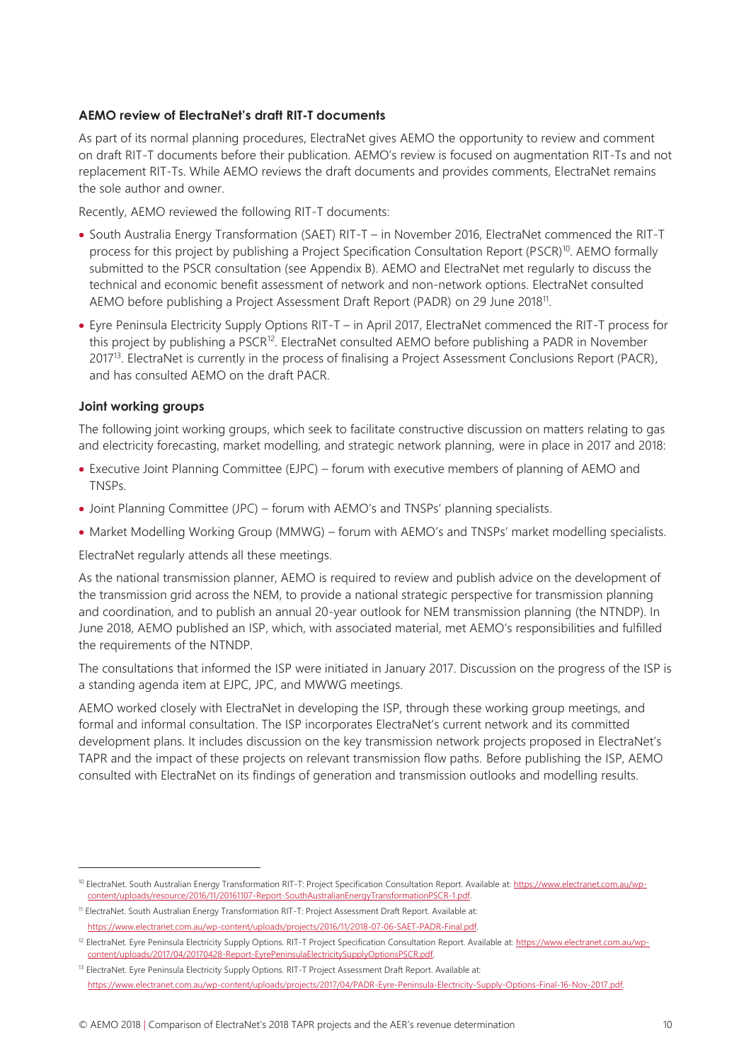### AEMO review of ElectraNet's draft RIT-T documents

As part of its normal planning procedures, ElectraNet gives AEMO the opportunity to review and comment on draft RIT-T documents before their publication. AEMO's review is focused on augmentation RIT-Ts and not replacement RIT-Ts. While AEMO reviews the draft documents and provides comments, ElectraNet remains the sole author and owner.

Recently, AEMO reviewed the following RIT-T documents:

- South Australia Energy Transformation (SAET) RIT-T – in November 2016, ElectraNet commenced the RIT-T process for this project by publishing a Project Specification Consultation Report (PSCR)[10]. AEMO formally submitted to the PSCR consultation (see Appendix B). AEMO and ElectraNet met regularly to discuss the technical and economic benefit assessment of network and non-network options. ElectraNet consulted AEMO before publishing a Project Assessment Draft Report (PADR) on 29 June 2018[11].
- Eyre Peninsula Electricity Supply Options RIT-T – in April 2017, ElectraNet commenced the RIT-T process for this project by publishing a PSCR[12]. ElectraNet consulted AEMO before publishing a PADR in November 2017[13]. ElectraNet is currently in the process of finalising a Project Assessment Conclusions Report (PACR), and has consulted AEMO on the draft PACR.

### Joint working groups

The following joint working groups, which seek to facilitate constructive discussion on matters relating to gas and electricity forecasting, market modelling, and strategic network planning, were in place in 2017 and 2018:

- Executive Joint Planning Committee (EJPC) – forum with executive members of planning of AEMO and TNSPs.
- Joint Planning Committee (JPC) – forum with AEMO's and TNSPs' planning specialists.
- Market Modelling Working Group (MMWG) – forum with AEMO's and TNSPs' market modelling specialists.

ElectraNet regularly attends all these meetings.

As the national transmission planner, AEMO is required to review and publish advice on the development of the transmission grid across the NEM, to provide a national strategic perspective for transmission planning and coordination, and to publish an annual 20-year outlook for NEM transmission planning (the NTNDP). In June 2018, AEMO published an ISP, which, with associated material, met AEMO's responsibilities and fulfilled the requirements of the NTNDP.

The consultations that informed the ISP were initiated in January 2017. Discussion on the progress of the ISP is a standing agenda item at EJPC, JPC, and MWWG meetings.

AEMO worked closely with ElectraNet in developing the ISP, through these working group meetings, and formal and informal consultation. The ISP incorporates ElectraNet's current network and its committed development plans. It includes discussion on the key transmission network projects proposed in ElectraNet's TAPR and the impact of these projects on relevant transmission flow paths. Before publishing the ISP, AEMO consulted with ElectraNet on its findings of generation and transmission outlooks and modelling results.

---

[10] ElectraNet. South Australian Energy Transformation RIT-T: Project Specification Consultation Report. Available at: https://www.electranet.com.au/wp-content/uploads/resource/2016/11/20161107-Report-SouthAustralianEnergyTransformationPSCR-1.pdf.

[11] ElectraNet. South Australian Energy Transformation RIT-T: Project Assessment Draft Report. Available at: https://www.electranet.com.au/wp-content/uploads/projects/2016/11/2018-07-06-SAET-PADR-Final.pdf.

[12] ElectraNet. Eyre Peninsula Electricity Supply Options. RIT-T Project Specification Consultation Report. Available at: https://www.electranet.com.au/wp-content/uploads/2017/04/20170428-Report-EyrePeninsulaElectricitySupplyOptionsPSCR.pdf.

[13] ElectraNet. Eyre Peninsula Electricity Supply Options. RIT-T Project Assessment Draft Report. Available at: https://www.electranet.com.au/wp-content/uploads/projects/2017/04/PADR-Eyre-Peninsula-Electricity-Supply-Options-Final-16-Nov-2017.pdf.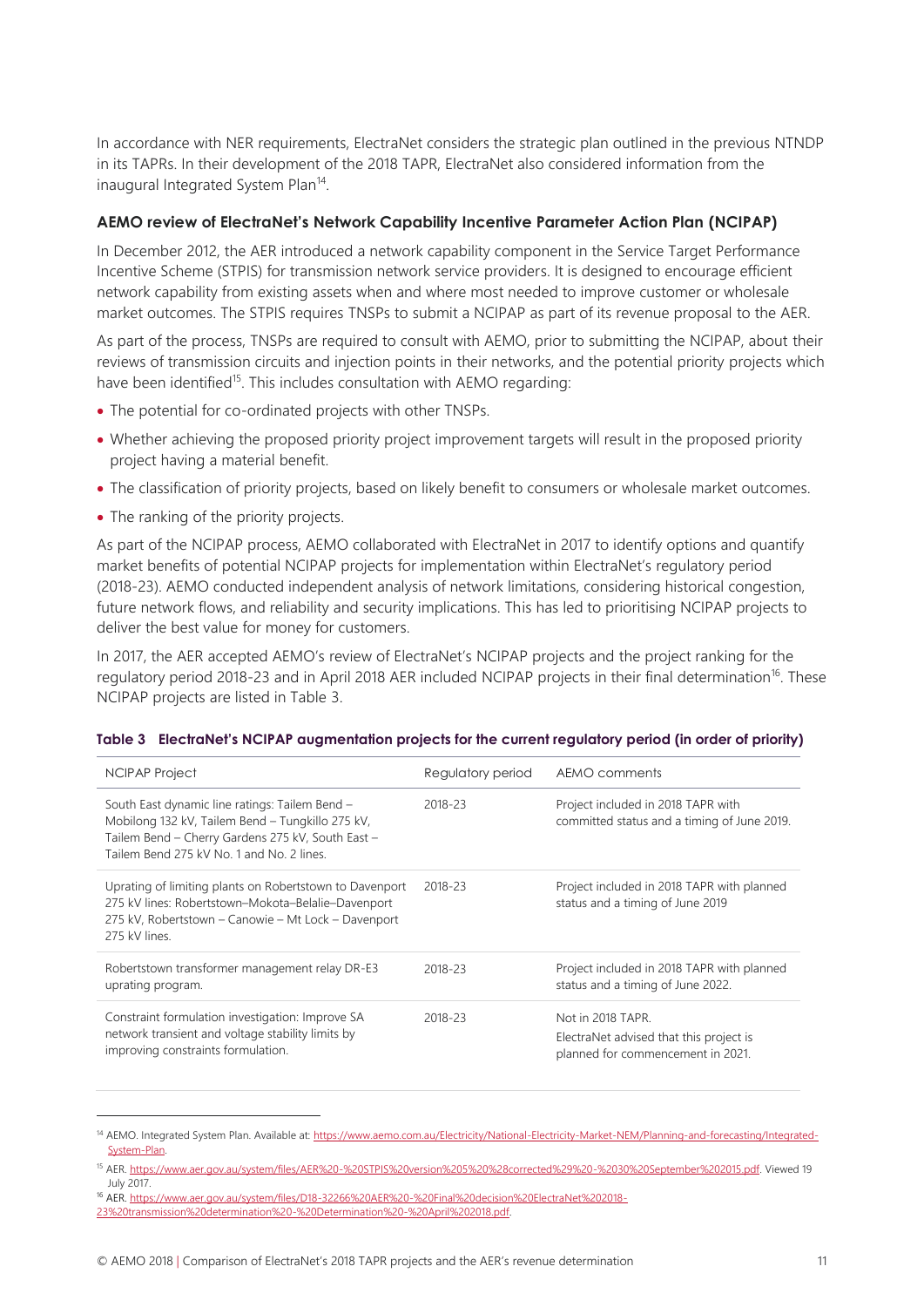In accordance with NER requirements, ElectraNet considers the strategic plan outlined in the previous NTNDP in its TAPRs. In their development of the 2018 TAPR, ElectraNet also considered information from the inaugural Integrated System Plan[14].

### AEMO review of ElectraNet's Network Capability Incentive Parameter Action Plan (NCIPAP)

In December 2012, the AER introduced a network capability component in the Service Target Performance Incentive Scheme (STPIS) for transmission network service providers. It is designed to encourage efficient network capability from existing assets when and where most needed to improve customer or wholesale market outcomes. The STPIS requires TNSPs to submit a NCIPAP as part of its revenue proposal to the AER.

As part of the process, TNSPs are required to consult with AEMO, prior to submitting the NCIPAP, about their reviews of transmission circuits and injection points in their networks, and the potential priority projects which have been identified[15]. This includes consultation with AEMO regarding:

- The potential for co-ordinated projects with other TNSPs.
- Whether achieving the proposed priority project improvement targets will result in the proposed priority project having a material benefit.
- The classification of priority projects, based on likely benefit to consumers or wholesale market outcomes.
- The ranking of the priority projects.

As part of the NCIPAP process, AEMO collaborated with ElectraNet in 2017 to identify options and quantify market benefits of potential NCIPAP projects for implementation within ElectraNet's regulatory period (2018-23). AEMO conducted independent analysis of network limitations, considering historical congestion, future network flows, and reliability and security implications. This has led to prioritising NCIPAP projects to deliver the best value for money for customers.

In 2017, the AER accepted AEMO's review of ElectraNet's NCIPAP projects and the project ranking for the regulatory period 2018-23 and in April 2018 AER included NCIPAP projects in their final determination[16]. These NCIPAP projects are listed in Table 3.

**Table 3 ElectraNet's NCIPAP augmentation projects for the current regulatory period (in order of priority)**

| NCIPAP Project | Regulatory period | AEMO comments |
|---|---|---|
| South East dynamic line ratings: Tailem Bend – Mobilong 132 kV, Tailem Bend – Tungkillo 275 kV, Tailem Bend – Cherry Gardens 275 kV, South East – Tailem Bend 275 kV No. 1 and No. 2 lines. | 2018-23 | Project included in 2018 TAPR with committed status and a timing of June 2019. |
| Uprating of limiting plants on Robertstown to Davenport 275 kV lines: Robertstown–Mokota–Belalie–Davenport 275 kV, Robertstown – Canowie – Mt Lock – Davenport 275 kV lines. | 2018-23 | Project included in 2018 TAPR with planned status and a timing of June 2019 |
| Robertstown transformer management relay DR-E3 uprating program. | 2018-23 | Project included in 2018 TAPR with planned status and a timing of June 2022. |
| Constraint formulation investigation: Improve SA network transient and voltage stability limits by improving constraints formulation. | 2018-23 | Not in 2018 TAPR.<br>ElectraNet advised that this project is planned for commencement in 2021. |

[14] AEMO. Integrated System Plan. Available at: https://www.aemo.com.au/Electricity/National-Electricity-Market-NEM/Planning-and-forecasting/Integrated-System-Plan.

[15] AER. https://www.aer.gov.au/system/files/AER%20-%20STPIS%20version%205%20%28corrected%29%20-%2030%20September%202015.pdf. Viewed 19 July 2017.

[16] AER. https://www.aer.gov.au/system/files/D18-32266%20AER%20-%20Final%20decision%20ElectraNet%202018-23%20transmission%20determination%20-%20Determination%20-%20April%202018.pdf.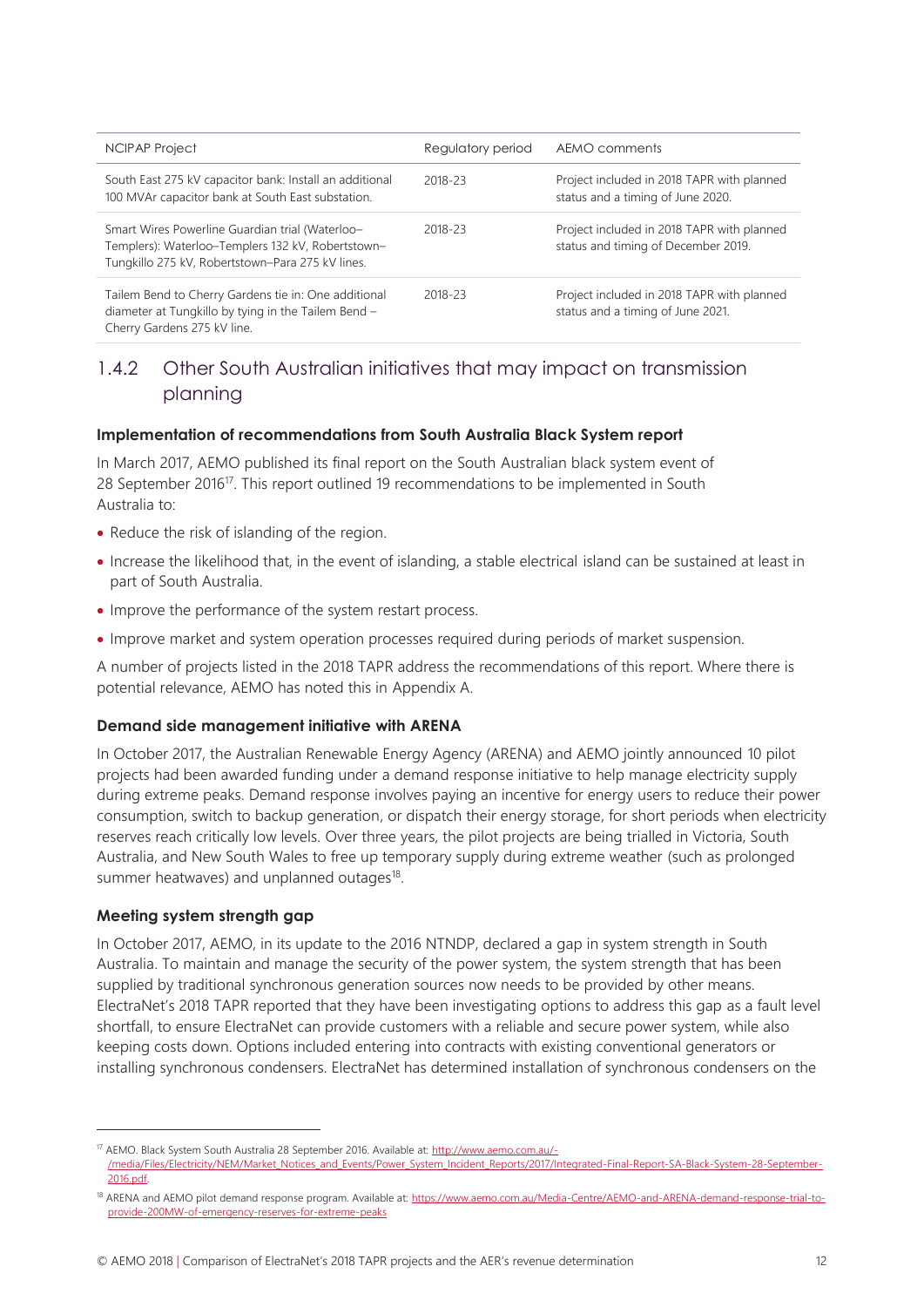| NCIPAP Project | Regulatory period | AEMO comments |
|---|---|---|
| South East 275 kV capacitor bank: Install an additional 100 MVAr capacitor bank at South East substation. | 2018-23 | Project included in 2018 TAPR with planned status and a timing of June 2020. |
| Smart Wires Powerline Guardian trial (Waterloo–Templers): Waterloo–Templers 132 kV, Robertstown–Tungkillo 275 kV, Robertstown–Para 275 kV lines. | 2018-23 | Project included in 2018 TAPR with planned status and timing of December 2019. |
| Tailem Bend to Cherry Gardens tie in: One additional diameter at Tungkillo by tying in the Tailem Bend – Cherry Gardens 275 kV line. | 2018-23 | Project included in 2018 TAPR with planned status and a timing of June 2021. |

### 1.4.2 Other South Australian initiatives that may impact on transmission planning

**Implementation of recommendations from South Australia Black System report**

In March 2017, AEMO published its final report on the South Australian black system event of 28 September 2016[17]. This report outlined 19 recommendations to be implemented in South Australia to:

- Reduce the risk of islanding of the region.
- Increase the likelihood that, in the event of islanding, a stable electrical island can be sustained at least in part of South Australia.
- Improve the performance of the system restart process.
- Improve market and system operation processes required during periods of market suspension.

A number of projects listed in the 2018 TAPR address the recommendations of this report. Where there is potential relevance, AEMO has noted this in Appendix A.

**Demand side management initiative with ARENA**

In October 2017, the Australian Renewable Energy Agency (ARENA) and AEMO jointly announced 10 pilot projects had been awarded funding under a demand response initiative to help manage electricity supply during extreme peaks. Demand response involves paying an incentive for energy users to reduce their power consumption, switch to backup generation, or dispatch their energy storage, for short periods when electricity reserves reach critically low levels. Over three years, the pilot projects are being trialled in Victoria, South Australia, and New South Wales to free up temporary supply during extreme weather (such as prolonged summer heatwaves) and unplanned outages[18].

**Meeting system strength gap**

In October 2017, AEMO, in its update to the 2016 NTNDP, declared a gap in system strength in South Australia. To maintain and manage the security of the power system, the system strength that has been supplied by traditional synchronous generation sources now needs to be provided by other means. ElectraNet's 2018 TAPR reported that they have been investigating options to address this gap as a fault level shortfall, to ensure ElectraNet can provide customers with a reliable and secure power system, while also keeping costs down. Options included entering into contracts with existing conventional generators or installing synchronous condensers. ElectraNet has determined installation of synchronous condensers on the

[17] AEMO. Black System South Australia 28 September 2016. Available at: http://www.aemo.com.au/-/media/Files/Electricity/NEM/Market_Notices_and_Events/Power_System_Incident_Reports/2017/Integrated-Final-Report-SA-Black-System-28-September-2016.pdf.

[18] ARENA and AEMO pilot demand response program. Available at: https://www.aemo.com.au/Media-Centre/AEMO-and-ARENA-demand-response-trial-to-provide-200MW-of-emergency-reserves-for-extreme-peaks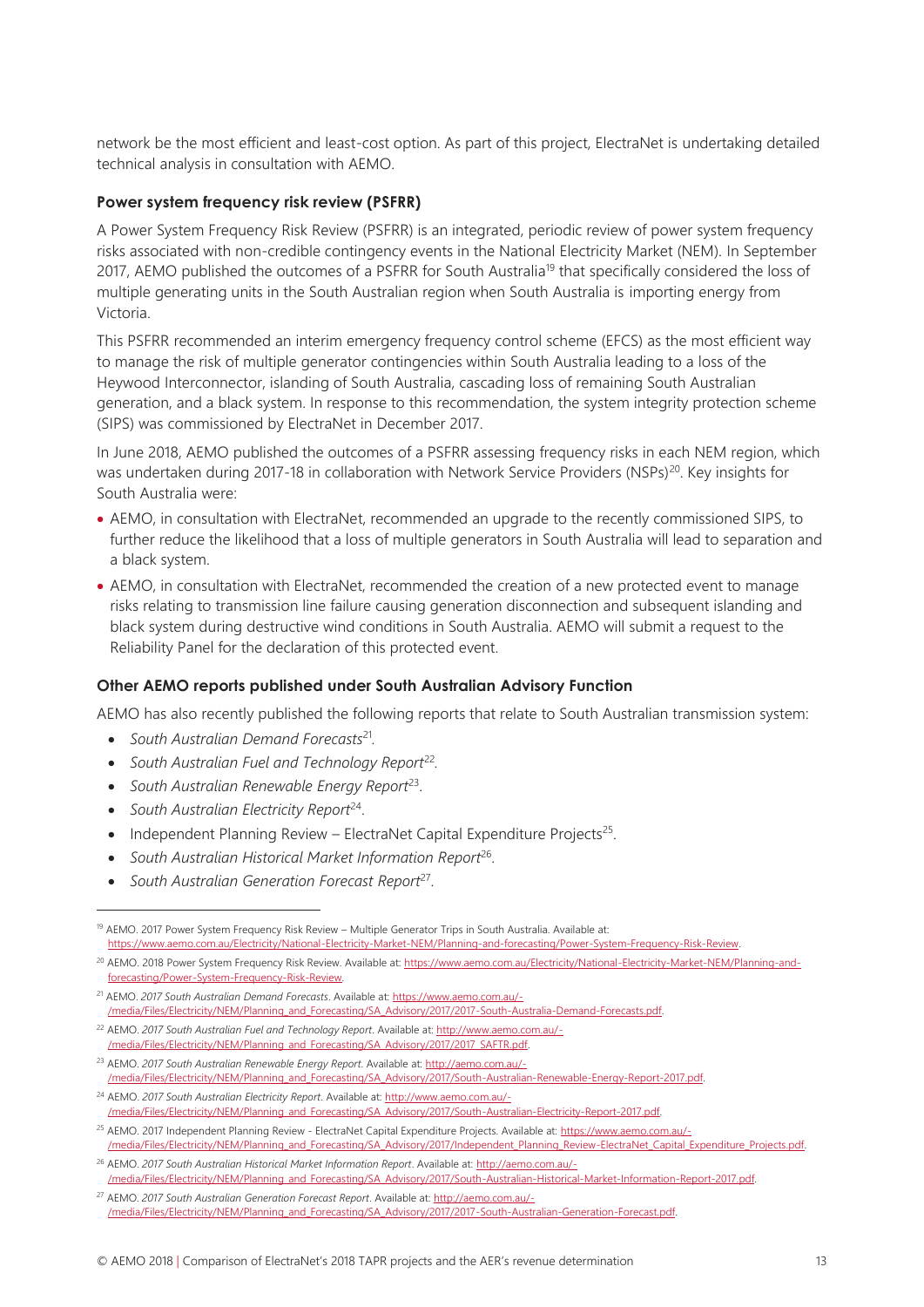network be the most efficient and least-cost option. As part of this project, ElectraNet is undertaking detailed technical analysis in consultation with AEMO.

### Power system frequency risk review (PSFRR)

A Power System Frequency Risk Review (PSFRR) is an integrated, periodic review of power system frequency risks associated with non-credible contingency events in the National Electricity Market (NEM). In September 2017, AEMO published the outcomes of a PSFRR for South Australia[19] that specifically considered the loss of multiple generating units in the South Australian region when South Australia is importing energy from Victoria.

This PSFRR recommended an interim emergency frequency control scheme (EFCS) as the most efficient way to manage the risk of multiple generator contingencies within South Australia leading to a loss of the Heywood Interconnector, islanding of South Australia, cascading loss of remaining South Australian generation, and a black system. In response to this recommendation, the system integrity protection scheme (SIPS) was commissioned by ElectraNet in December 2017.

In June 2018, AEMO published the outcomes of a PSFRR assessing frequency risks in each NEM region, which was undertaken during 2017-18 in collaboration with Network Service Providers (NSPs)[20]. Key insights for South Australia were:

- AEMO, in consultation with ElectraNet, recommended an upgrade to the recently commissioned SIPS, to further reduce the likelihood that a loss of multiple generators in South Australia will lead to separation and a black system.
- AEMO, in consultation with ElectraNet, recommended the creation of a new protected event to manage risks relating to transmission line failure causing generation disconnection and subsequent islanding and black system during destructive wind conditions in South Australia. AEMO will submit a request to the Reliability Panel for the declaration of this protected event.

### Other AEMO reports published under South Australian Advisory Function

AEMO has also recently published the following reports that relate to South Australian transmission system:

- *South Australian Demand Forecasts*[21].
- *South Australian Fuel and Technology Report*[22].
- *South Australian Renewable Energy Report*[23].
- *South Australian Electricity Report*[24].
- Independent Planning Review – ElectraNet Capital Expenditure Projects[25].
- *South Australian Historical Market Information Report*[26].
- *South Australian Generation Forecast Report*[27].

---

[19] AEMO. 2017 Power System Frequency Risk Review – Multiple Generator Trips in South Australia. Available at: https://www.aemo.com.au/Electricity/National-Electricity-Market-NEM/Planning-and-forecasting/Power-System-Frequency-Risk-Review.

[20] AEMO. 2018 Power System Frequency Risk Review. Available at: https://www.aemo.com.au/Electricity/National-Electricity-Market-NEM/Planning-and-forecasting/Power-System-Frequency-Risk-Review.

[21] AEMO. *2017 South Australian Demand Forecasts*. Available at: https://www.aemo.com.au/-/media/Files/Electricity/NEM/Planning_and_Forecasting/SA_Advisory/2017/2017-South-Australia-Demand-Forecasts.pdf.

[22] AEMO. *2017 South Australian Fuel and Technology Report*. Available at: http://www.aemo.com.au/-/media/Files/Electricity/NEM/Planning_and_Forecasting/SA_Advisory/2017/2017_SAFTR.pdf.

[23] AEMO. *2017 South Australian Renewable Energy Report*. Available at: http://aemo.com.au/-/media/Files/Electricity/NEM/Planning_and_Forecasting/SA_Advisory/2017/South-Australian-Renewable-Energy-Report-2017.pdf.

[24] AEMO. *2017 South Australian Electricity Report*. Available at: http://www.aemo.com.au/-/media/Files/Electricity/NEM/Planning_and_Forecasting/SA_Advisory/2017/South-Australian-Electricity-Report-2017.pdf.

[25] AEMO. 2017 Independent Planning Review - ElectraNet Capital Expenditure Projects. Available at: https://www.aemo.com.au/-/media/Files/Electricity/NEM/Planning_and_Forecasting/SA_Advisory/2017/Independent_Planning_Review-ElectraNet_Capital_Expenditure_Projects.pdf.

[26] AEMO. *2017 South Australian Historical Market Information Report*. Available at: http://aemo.com.au/-/media/Files/Electricity/NEM/Planning_and_Forecasting/SA_Advisory/2017/South-Australian-Historical-Market-Information-Report-2017.pdf.

[27] AEMO. *2017 South Australian Generation Forecast Report*. Available at: http://aemo.com.au/-/media/Files/Electricity/NEM/Planning_and_Forecasting/SA_Advisory/2017/2017-South-Australian-Generation-Forecast.pdf.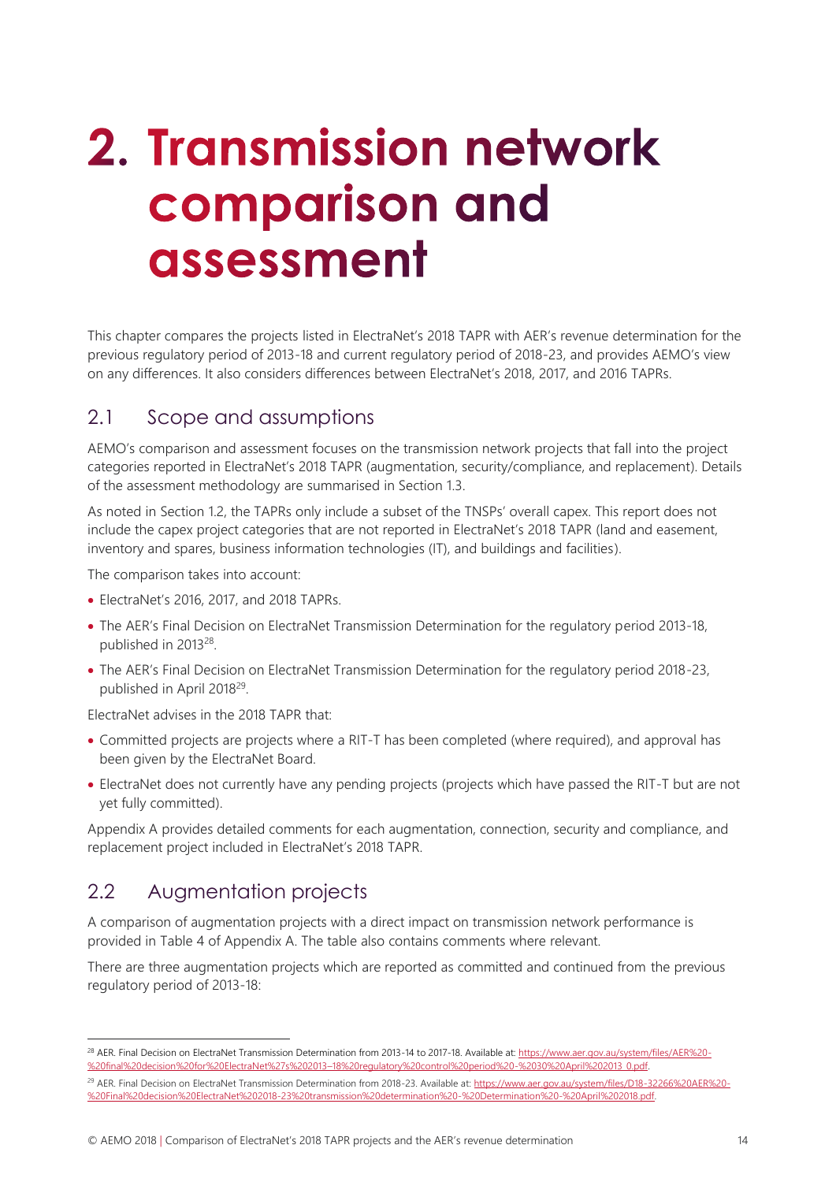# 2. Transmission network comparison and assessment

This chapter compares the projects listed in ElectraNet's 2018 TAPR with AER's revenue determination for the previous regulatory period of 2013-18 and current regulatory period of 2018-23, and provides AEMO's view on any differences. It also considers differences between ElectraNet's 2018, 2017, and 2016 TAPRs.

## 2.1 Scope and assumptions

AEMO's comparison and assessment focuses on the transmission network projects that fall into the project categories reported in ElectraNet's 2018 TAPR (augmentation, security/compliance, and replacement). Details of the assessment methodology are summarised in Section 1.3.

As noted in Section 1.2, the TAPRs only include a subset of the TNSPs' overall capex. This report does not include the capex project categories that are not reported in ElectraNet's 2018 TAPR (land and easement, inventory and spares, business information technologies (IT), and buildings and facilities).

The comparison takes into account:

- ElectraNet's 2016, 2017, and 2018 TAPRs.
- The AER's Final Decision on ElectraNet Transmission Determination for the regulatory period 2013-18, published in 2013[28].
- The AER's Final Decision on ElectraNet Transmission Determination for the regulatory period 2018-23, published in April 2018[29].

ElectraNet advises in the 2018 TAPR that:

- Committed projects are projects where a RIT-T has been completed (where required), and approval has been given by the ElectraNet Board.
- ElectraNet does not currently have any pending projects (projects which have passed the RIT-T but are not yet fully committed).

Appendix A provides detailed comments for each augmentation, connection, security and compliance, and replacement project included in ElectraNet's 2018 TAPR.

## 2.2 Augmentation projects

A comparison of augmentation projects with a direct impact on transmission network performance is provided in Table 4 of Appendix A. The table also contains comments where relevant.

There are three augmentation projects which are reported as committed and continued from the previous regulatory period of 2013-18:

[28] AER. Final Decision on ElectraNet Transmission Determination from 2013-14 to 2017-18. Available at: https://www.aer.gov.au/system/files/AER%20-%20final%20decision%20for%20ElectraNet%27s%202013–18%20regulatory%20control%20period%20-%2030%20April%202013_0.pdf.

[29] AER. Final Decision on ElectraNet Transmission Determination from 2018-23. Available at: https://www.aer.gov.au/system/files/D18-32266%20AER%20-%20Final%20decision%20ElectraNet%202018-23%20transmission%20determination%20-%20Determination%20-%20April%202018.pdf.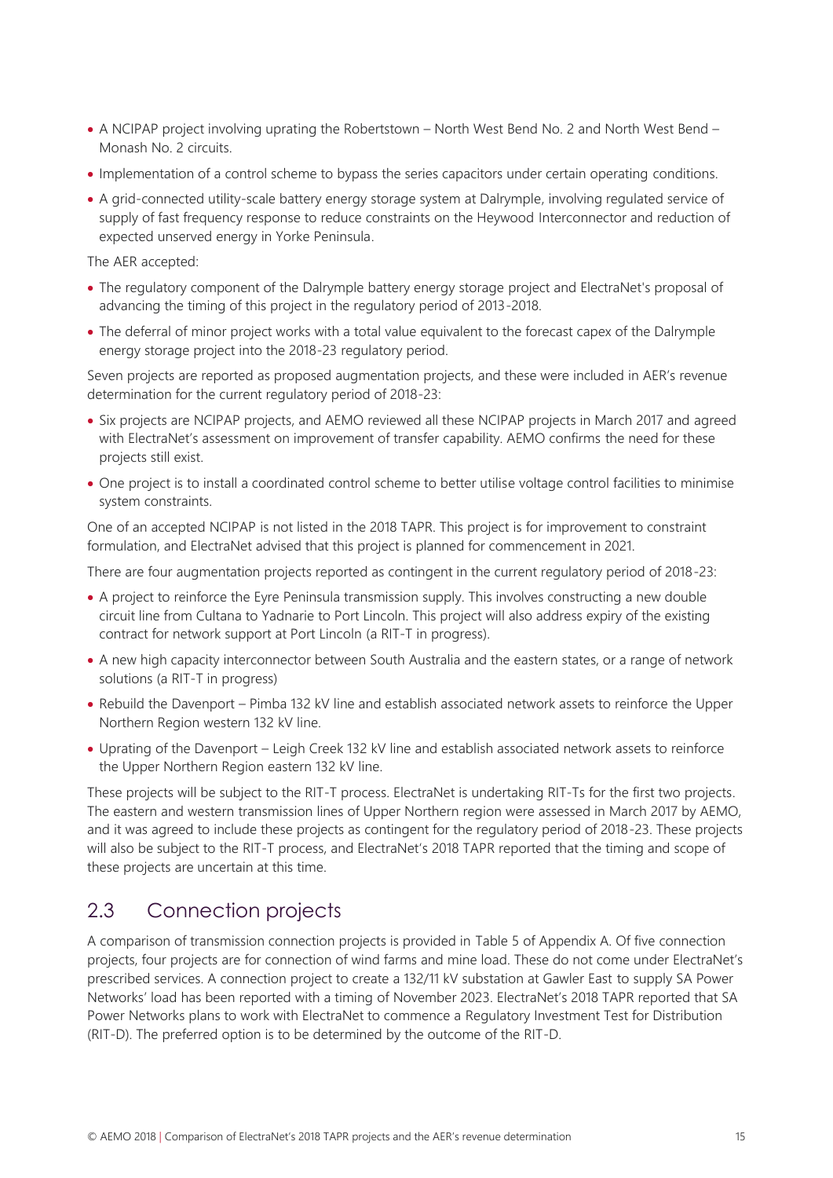- A NCIPAP project involving uprating the Robertstown – North West Bend No. 2 and North West Bend – Monash No. 2 circuits.
- Implementation of a control scheme to bypass the series capacitors under certain operating conditions.
- A grid-connected utility-scale battery energy storage system at Dalrymple, involving regulated service of supply of fast frequency response to reduce constraints on the Heywood Interconnector and reduction of expected unserved energy in Yorke Peninsula.

The AER accepted:

- The regulatory component of the Dalrymple battery energy storage project and ElectraNet's proposal of advancing the timing of this project in the regulatory period of 2013-2018.
- The deferral of minor project works with a total value equivalent to the forecast capex of the Dalrymple energy storage project into the 2018-23 regulatory period.

Seven projects are reported as proposed augmentation projects, and these were included in AER's revenue determination for the current regulatory period of 2018-23:

- Six projects are NCIPAP projects, and AEMO reviewed all these NCIPAP projects in March 2017 and agreed with ElectraNet's assessment on improvement of transfer capability. AEMO confirms the need for these projects still exist.
- One project is to install a coordinated control scheme to better utilise voltage control facilities to minimise system constraints.

One of an accepted NCIPAP is not listed in the 2018 TAPR. This project is for improvement to constraint formulation, and ElectraNet advised that this project is planned for commencement in 2021.

There are four augmentation projects reported as contingent in the current regulatory period of 2018-23:

- A project to reinforce the Eyre Peninsula transmission supply. This involves constructing a new double circuit line from Cultana to Yadnarie to Port Lincoln. This project will also address expiry of the existing contract for network support at Port Lincoln (a RIT-T in progress).
- A new high capacity interconnector between South Australia and the eastern states, or a range of network solutions (a RIT-T in progress)
- Rebuild the Davenport – Pimba 132 kV line and establish associated network assets to reinforce the Upper Northern Region western 132 kV line.
- Uprating of the Davenport – Leigh Creek 132 kV line and establish associated network assets to reinforce the Upper Northern Region eastern 132 kV line.

These projects will be subject to the RIT-T process. ElectraNet is undertaking RIT-Ts for the first two projects. The eastern and western transmission lines of Upper Northern region were assessed in March 2017 by AEMO, and it was agreed to include these projects as contingent for the regulatory period of 2018-23. These projects will also be subject to the RIT-T process, and ElectraNet's 2018 TAPR reported that the timing and scope of these projects are uncertain at this time.

## 2.3 Connection projects

A comparison of transmission connection projects is provided in Table 5 of Appendix A. Of five connection projects, four projects are for connection of wind farms and mine load. These do not come under ElectraNet's prescribed services. A connection project to create a 132/11 kV substation at Gawler East to supply SA Power Networks' load has been reported with a timing of November 2023. ElectraNet's 2018 TAPR reported that SA Power Networks plans to work with ElectraNet to commence a Regulatory Investment Test for Distribution (RIT-D). The preferred option is to be determined by the outcome of the RIT-D.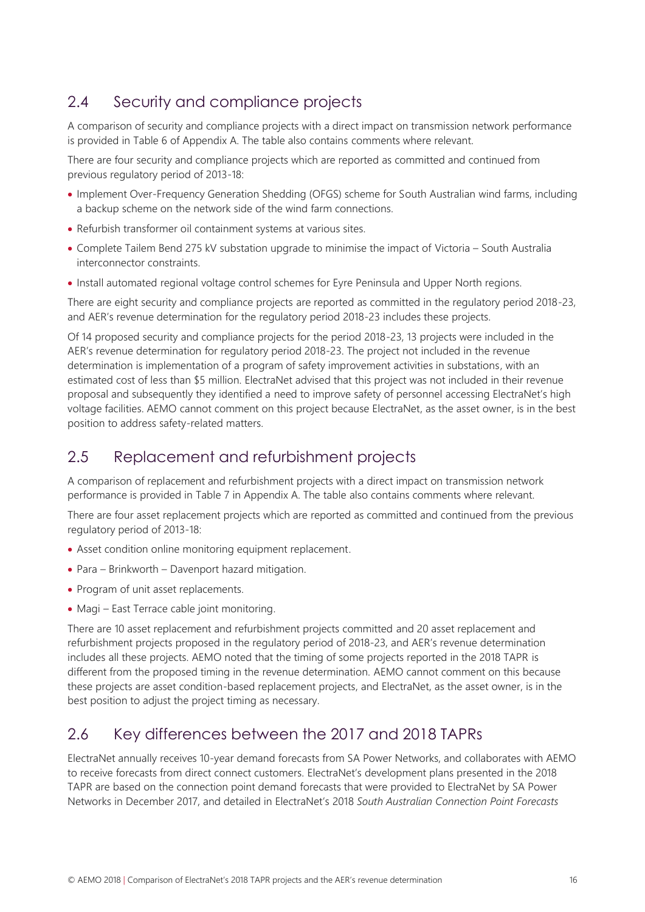## 2.4 Security and compliance projects

A comparison of security and compliance projects with a direct impact on transmission network performance is provided in Table 6 of Appendix A. The table also contains comments where relevant.

There are four security and compliance projects which are reported as committed and continued from previous regulatory period of 2013-18:

- Implement Over-Frequency Generation Shedding (OFGS) scheme for South Australian wind farms, including a backup scheme on the network side of the wind farm connections.
- Refurbish transformer oil containment systems at various sites.
- Complete Tailem Bend 275 kV substation upgrade to minimise the impact of Victoria – South Australia interconnector constraints.
- Install automated regional voltage control schemes for Eyre Peninsula and Upper North regions.

There are eight security and compliance projects are reported as committed in the regulatory period 2018-23, and AER's revenue determination for the regulatory period 2018-23 includes these projects.

Of 14 proposed security and compliance projects for the period 2018-23, 13 projects were included in the AER's revenue determination for regulatory period 2018-23. The project not included in the revenue determination is implementation of a program of safety improvement activities in substations, with an estimated cost of less than $5 million. ElectraNet advised that this project was not included in their revenue proposal and subsequently they identified a need to improve safety of personnel accessing ElectraNet's high voltage facilities. AEMO cannot comment on this project because ElectraNet, as the asset owner, is in the best position to address safety-related matters.

## 2.5 Replacement and refurbishment projects

A comparison of replacement and refurbishment projects with a direct impact on transmission network performance is provided in Table 7 in Appendix A. The table also contains comments where relevant.

There are four asset replacement projects which are reported as committed and continued from the previous regulatory period of 2013-18:

- Asset condition online monitoring equipment replacement.
- Para – Brinkworth – Davenport hazard mitigation.
- Program of unit asset replacements.
- Magi – East Terrace cable joint monitoring.

There are 10 asset replacement and refurbishment projects committed and 20 asset replacement and refurbishment projects proposed in the regulatory period of 2018-23, and AER's revenue determination includes all these projects. AEMO noted that the timing of some projects reported in the 2018 TAPR is different from the proposed timing in the revenue determination. AEMO cannot comment on this because these projects are asset condition-based replacement projects, and ElectraNet, as the asset owner, is in the best position to adjust the project timing as necessary.

## 2.6 Key differences between the 2017 and 2018 TAPRs

ElectraNet annually receives 10-year demand forecasts from SA Power Networks, and collaborates with AEMO to receive forecasts from direct connect customers. ElectraNet's development plans presented in the 2018 TAPR are based on the connection point demand forecasts that were provided to ElectraNet by SA Power Networks in December 2017, and detailed in ElectraNet's 2018 *South Australian Connection Point Forecasts*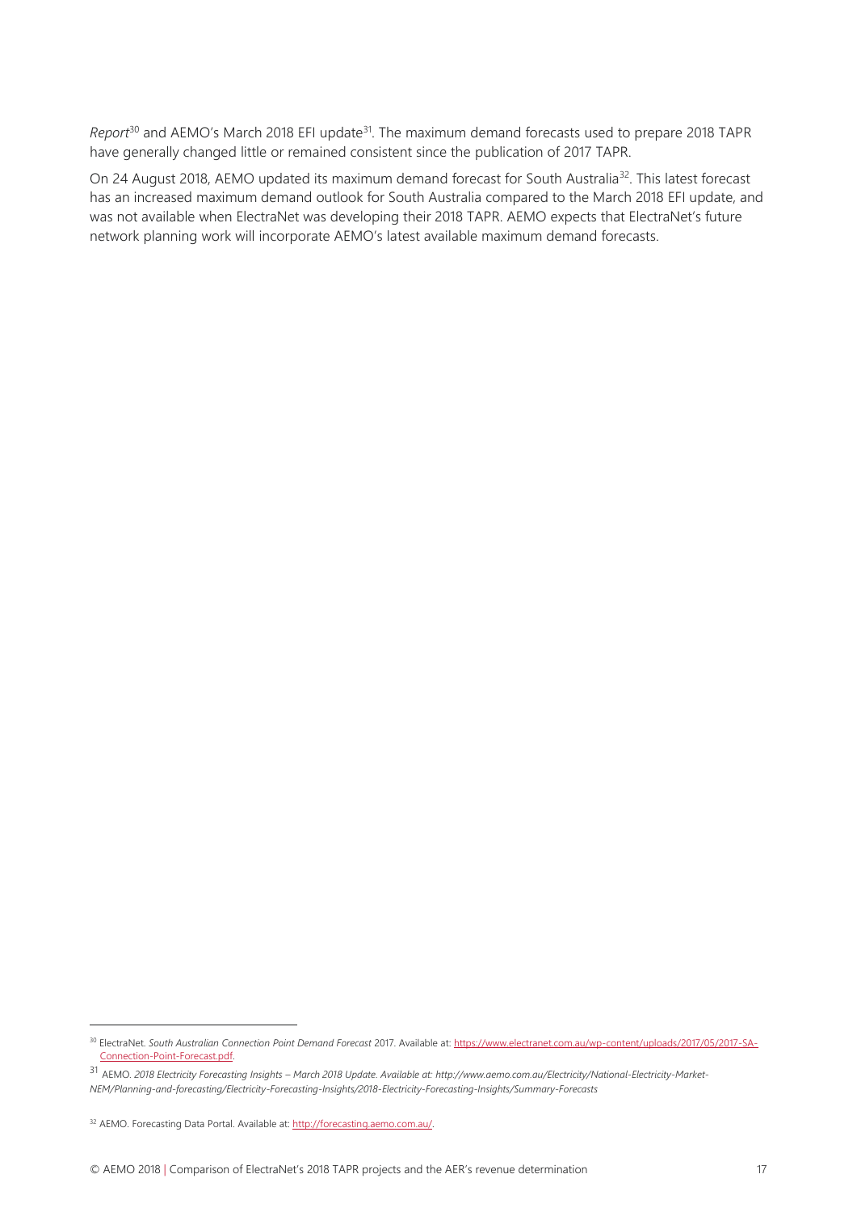*Report*[30] and AEMO's March 2018 EFI update[31]. The maximum demand forecasts used to prepare 2018 TAPR have generally changed little or remained consistent since the publication of 2017 TAPR.

On 24 August 2018, AEMO updated its maximum demand forecast for South Australia[32]. This latest forecast has an increased maximum demand outlook for South Australia compared to the March 2018 EFI update, and was not available when ElectraNet was developing their 2018 TAPR. AEMO expects that ElectraNet's future network planning work will incorporate AEMO's latest available maximum demand forecasts.

---

[30] ElectraNet. *South Australian Connection Point Demand Forecast* 2017. Available at: https://www.electranet.com.au/wp-content/uploads/2017/05/2017-SA-Connection-Point-Forecast.pdf.

[31] AEMO. *2018 Electricity Forecasting Insights – March 2018 Update. Available at: http://www.aemo.com.au/Electricity/National-Electricity-Market-NEM/Planning-and-forecasting/Electricity-Forecasting-Insights/2018-Electricity-Forecasting-Insights/Summary-Forecasts*

[32] AEMO. Forecasting Data Portal. Available at: http://forecasting.aemo.com.au/.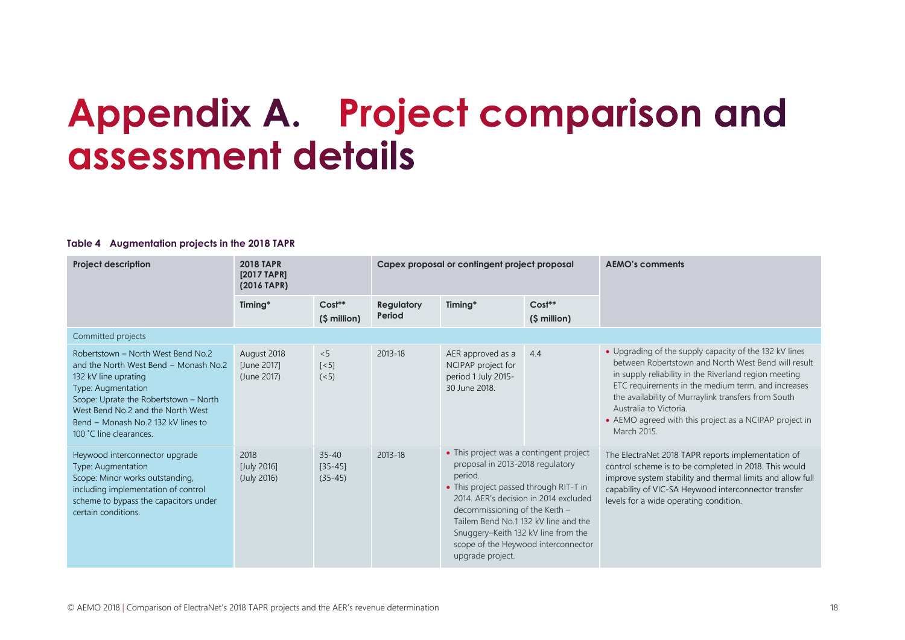# Appendix A. Project comparison and assessment details

**Table 4 Augmentation projects in the 2018 TAPR**

| Project description | 2018 TAPR [2017 TAPR] (2016 TAPR) | | Capex proposal or contingent project proposal | | | AEMO's comments |
|---|---|---|---|---|---|---|
| | Timing* | Cost** ($ million) | Regulatory Period | Timing* | Cost** ($ million) | |
| Committed projects | | | | | | |
| Robertstown – North West Bend No.2 and the North West Bend – Monash No.2 132 kV line uprating<br>Type: Augmentation<br>Scope: Uprate the Robertstown – North West Bend No.2 and the North West Bend – Monash No.2 132 kV lines to 100 ˚C line clearances. | August 2018<br>[June 2017]<br>(June 2017) | <5<br>[<5]<br>(<5) | 2013-18 | AER approved as a NCIPAP project for period 1 July 2015-30 June 2018. | 4.4 | • Upgrading of the supply capacity of the 132 kV lines between Robertstown and North West Bend will result in supply reliability in the Riverland region meeting ETC requirements in the medium term, and increases the availability of Murraylink transfers from South Australia to Victoria.<br>• AEMO agreed with this project as a NCIPAP project in March 2015. |
| Heywood interconnector upgrade<br>Type: Augmentation<br>Scope: Minor works outstanding, including implementation of control scheme to bypass the capacitors under certain conditions. | 2018<br>[July 2016]<br>(July 2016) | 35-40<br>[35-45]<br>(35-45) | 2013-18 | • This project was a contingent project proposal in 2013-2018 regulatory period.<br>• This project passed through RIT-T in 2014. AER's decision in 2014 excluded decommissioning of the Keith – Tailem Bend No.1 132 kV line and the Snuggery–Keith 132 kV line from the scope of the Heywood interconnector upgrade project. | | The ElectraNet 2018 TAPR reports implementation of control scheme is to be completed in 2018. This would improve system stability and thermal limits and allow full capability of VIC-SA Heywood interconnector transfer levels for a wide operating condition. |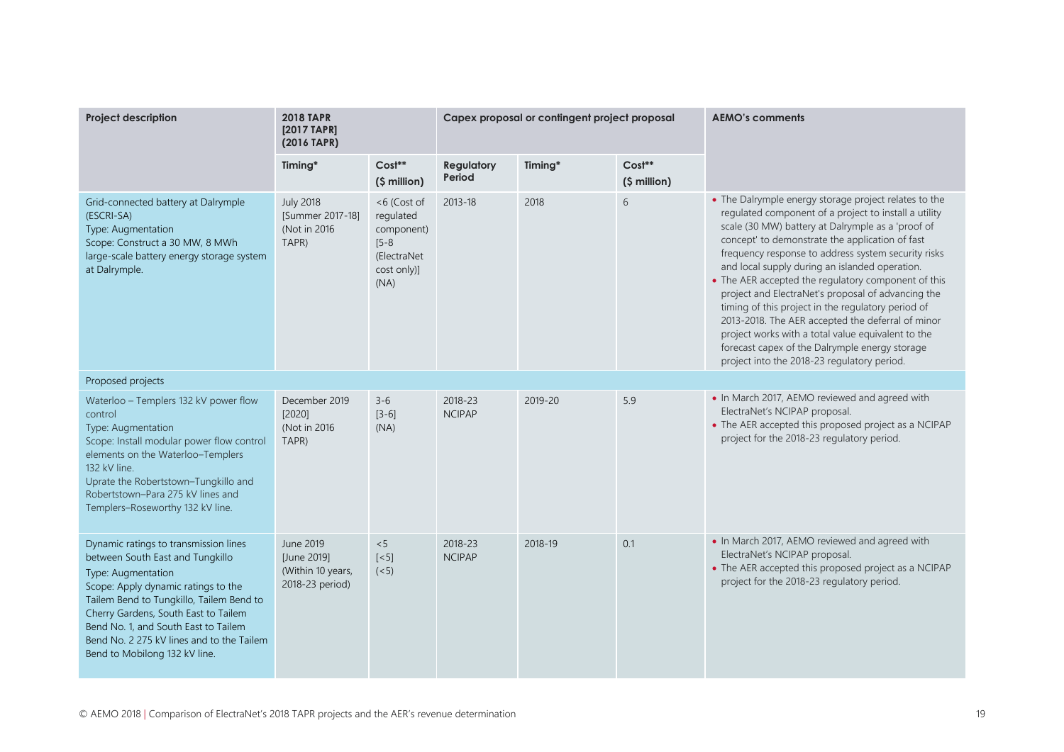| Project description | 2018 TAPR [2017 TAPR] (2016 TAPR) | | Capex proposal or contingent project proposal | | | AEMO's comments |
|---|---|---|---|---|---|---|
| | Timing* | Cost** ($ million) | Regulatory Period | Timing* | Cost** ($ million) | |
| Grid-connected battery at Dalrymple (ESCRI-SA)<br>Type: Augmentation<br>Scope: Construct a 30 MW, 8 MWh large-scale battery energy storage system at Dalrymple. | July 2018<br>[Summer 2017-18]<br>(Not in 2016 TAPR) | <6 (Cost of regulated component)<br>[5-8 (ElectraNet cost only)]<br>(NA) | 2013-18 | 2018 | 6 | • The Dalrymple energy storage project relates to the regulated component of a project to install a utility scale (30 MW) battery at Dalrymple as a 'proof of concept' to demonstrate the application of fast frequency response to address system security risks and local supply during an islanded operation.<br>• The AER accepted the regulatory component of this project and ElectraNet's proposal of advancing the timing of this project in the regulatory period of 2013-2018. The AER accepted the deferral of minor project works with a total value equivalent to the forecast capex of the Dalrymple energy storage project into the 2018-23 regulatory period. |
| Proposed projects | | | | | | |
| Waterloo – Templers 132 kV power flow control<br>Type: Augmentation<br>Scope: Install modular power flow control elements on the Waterloo–Templers 132 kV line.<br>Uprate the Robertstown–Tungkillo and Robertstown–Para 275 kV lines and Templers–Roseworthy 132 kV line. | December 2019<br>[2020]<br>(Not in 2016 TAPR) | 3-6<br>[3-6]<br>(NA) | 2018-23 NCIPAP | 2019-20 | 5.9 | • In March 2017, AEMO reviewed and agreed with ElectraNet's NCIPAP proposal.<br>• The AER accepted this proposed project as a NCIPAP project for the 2018-23 regulatory period. |
| Dynamic ratings to transmission lines between South East and Tungkillo<br>Type: Augmentation<br>Scope: Apply dynamic ratings to the Tailem Bend to Tungkillo, Tailem Bend to Cherry Gardens, South East to Tailem Bend No. 1, and South East to Tailem Bend No. 2 275 kV lines and to the Tailem Bend to Mobilong 132 kV line. | June 2019<br>[June 2019]<br>(Within 10 years, 2018-23 period) | <5<br>[<5]<br>(<5) | 2018-23 NCIPAP | 2018-19 | 0.1 | • In March 2017, AEMO reviewed and agreed with ElectraNet's NCIPAP proposal.<br>• The AER accepted this proposed project as a NCIPAP project for the 2018-23 regulatory period. |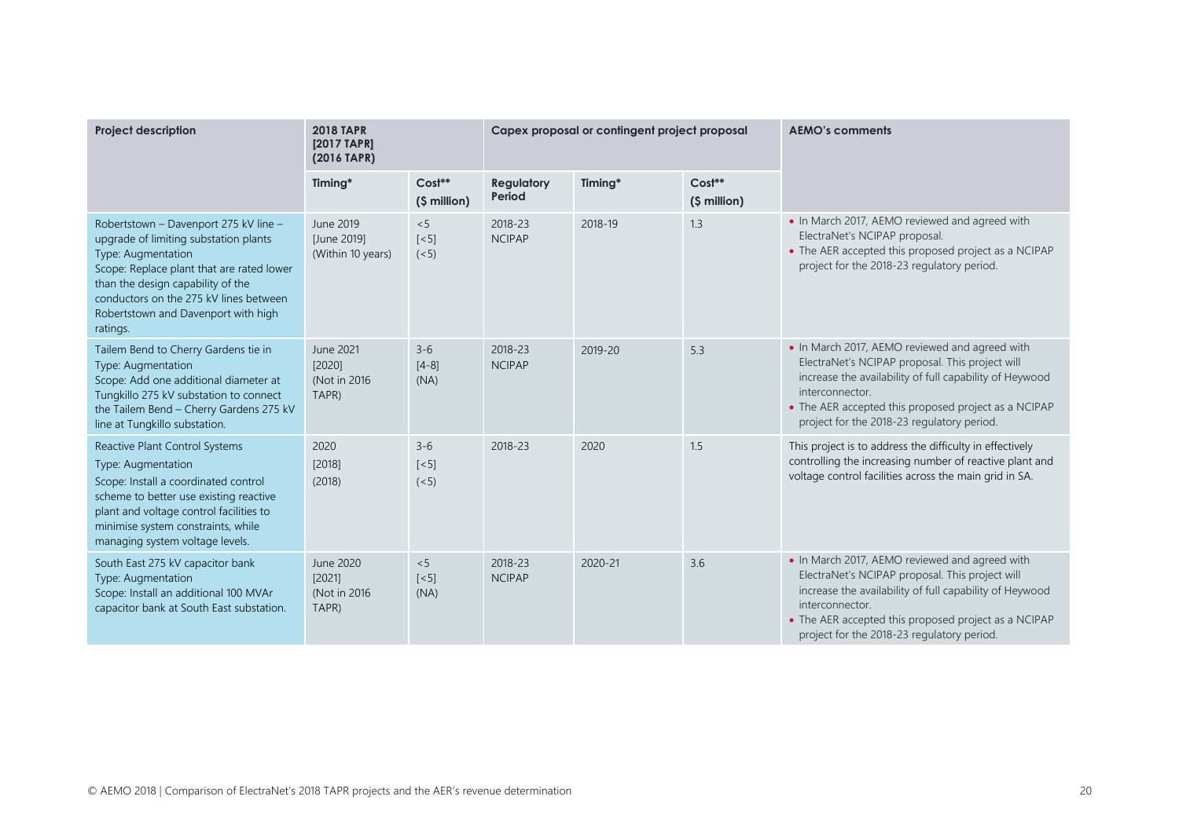| Project description | 2018 TAPR [2017 TAPR] (2016 TAPR) | | Capex proposal or contingent project proposal | | | AEMO's comments |
|---|---|---|---|---|---|---|
| | Timing* | Cost** ($ million) | Regulatory Period | Timing* | Cost** ($ million) | |
| Robertstown – Davenport 275 kV line – upgrade of limiting substation plants<br>Type: Augmentation<br>Scope: Replace plant that are rated lower than the design capability of the conductors on the 275 kV lines between Robertstown and Davenport with high ratings. | June 2019<br>[June 2019]<br>(Within 10 years) | <5<br>[<5]<br>(<5) | 2018-23 NCIPAP | 2018-19 | 1.3 | • In March 2017, AEMO reviewed and agreed with ElectraNet's NCIPAP proposal.<br>• The AER accepted this proposed project as a NCIPAP project for the 2018-23 regulatory period. |
| Tailem Bend to Cherry Gardens tie in<br>Type: Augmentation<br>Scope: Add one additional diameter at Tungkillo 275 kV substation to connect the Tailem Bend – Cherry Gardens 275 kV line at Tungkillo substation. | June 2021<br>[2020]<br>(Not in 2016 TAPR) | 3-6<br>[4-8]<br>(NA) | 2018-23 NCIPAP | 2019-20 | 5.3 | • In March 2017, AEMO reviewed and agreed with ElectraNet's NCIPAP proposal. This project will increase the availability of full capability of Heywood interconnector.<br>• The AER accepted this proposed project as a NCIPAP project for the 2018-23 regulatory period. |
| Reactive Plant Control Systems<br>Type: Augmentation<br>Scope: Install a coordinated control scheme to better use existing reactive plant and voltage control facilities to minimise system constraints, while managing system voltage levels. | 2020<br>[2018]<br>(2018) | 3-6<br>[<5]<br>(<5) | 2018-23 | 2020 | 1.5 | This project is to address the difficulty in effectively controlling the increasing number of reactive plant and voltage control facilities across the main grid in SA. |
| South East 275 kV capacitor bank<br>Type: Augmentation<br>Scope: Install an additional 100 MVAr capacitor bank at South East substation. | June 2020<br>[2021]<br>(Not in 2016 TAPR) | <5<br>[<5]<br>(NA) | 2018-23 NCIPAP | 2020-21 | 3.6 | • In March 2017, AEMO reviewed and agreed with ElectraNet's NCIPAP proposal. This project will increase the availability of full capability of Heywood interconnector.<br>• The AER accepted this proposed project as a NCIPAP project for the 2018-23 regulatory period. |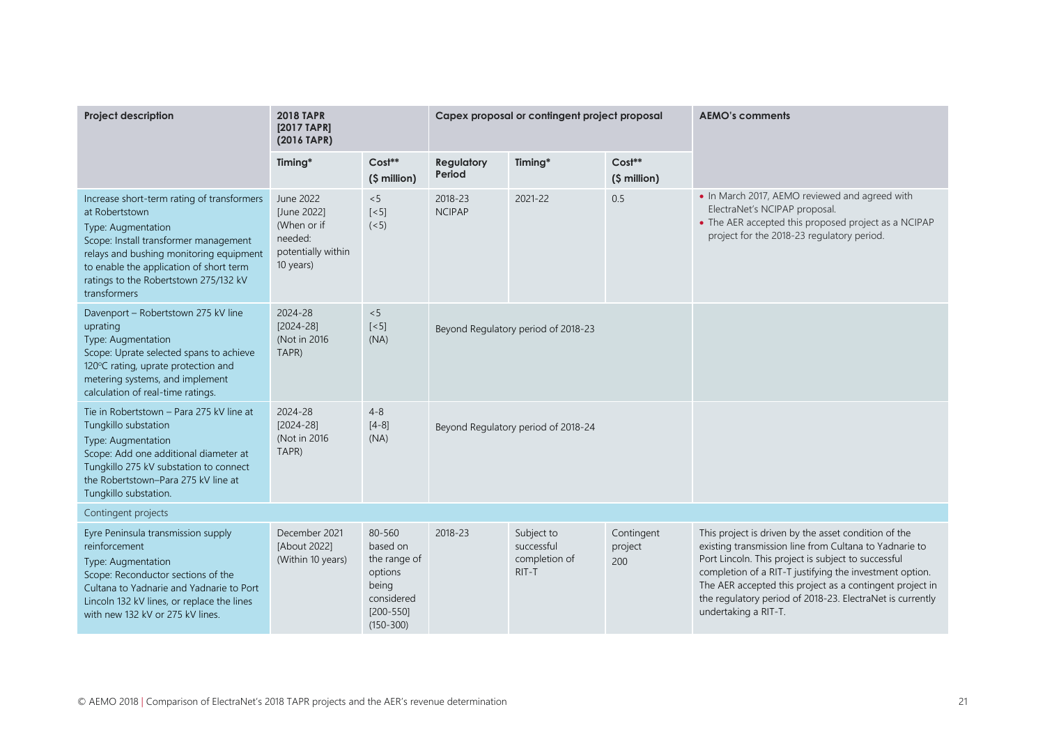| Project description | 2018 TAPR [2017 TAPR] (2016 TAPR) | | Capex proposal or contingent project proposal | | | AEMO's comments |
|---|---|---|---|---|---|---|
| | Timing* | Cost** ($ million) | Regulatory Period | Timing* | Cost** ($ million) | |
| Increase short-term rating of transformers at Robertstown<br>Type: Augmentation<br>Scope: Install transformer management relays and bushing monitoring equipment to enable the application of short term ratings to the Robertstown 275/132 kV transformers | June 2022<br>[June 2022]<br>(When or if needed: potentially within 10 years) | <5<br>[<5]<br>(<5) | 2018-23 NCIPAP | 2021-22 | 0.5 | • In March 2017, AEMO reviewed and agreed with ElectraNet's NCIPAP proposal.<br>• The AER accepted this proposed project as a NCIPAP project for the 2018-23 regulatory period. |
| Davenport – Robertstown 275 kV line uprating<br>Type: Augmentation<br>Scope: Uprate selected spans to achieve 120°C rating, uprate protection and metering systems, and implement calculation of real-time ratings. | 2024-28<br>[2024-28]<br>(Not in 2016 TAPR) | <5<br>[<5]<br>(NA) | Beyond Regulatory period of 2018-23 | | | |
| Tie in Robertstown – Para 275 kV line at Tungkillo substation<br>Type: Augmentation<br>Scope: Add one additional diameter at Tungkillo 275 kV substation to connect the Robertstown–Para 275 kV line at Tungkillo substation. | 2024-28<br>[2024-28]<br>(Not in 2016 TAPR) | 4-8<br>[4-8]<br>(NA) | Beyond Regulatory period of 2018-24 | | | |
| Contingent projects | | | | | | |
| Eyre Peninsula transmission supply reinforcement<br>Type: Augmentation<br>Scope: Reconductor sections of the Cultana to Yadnarie and Yadnarie to Port Lincoln 132 kV lines, or replace the lines with new 132 kV or 275 kV lines. | December 2021<br>[About 2022]<br>(Within 10 years) | 80-560 based on the range of options being considered<br>[200-550]<br>(150-300) | 2018-23 | Subject to successful completion of RIT-T | Contingent project 200 | This project is driven by the asset condition of the existing transmission line from Cultana to Yadnarie to Port Lincoln. This project is subject to successful completion of a RIT-T justifying the investment option. The AER accepted this project as a contingent project in the regulatory period of 2018-23. ElectraNet is currently undertaking a RIT-T. |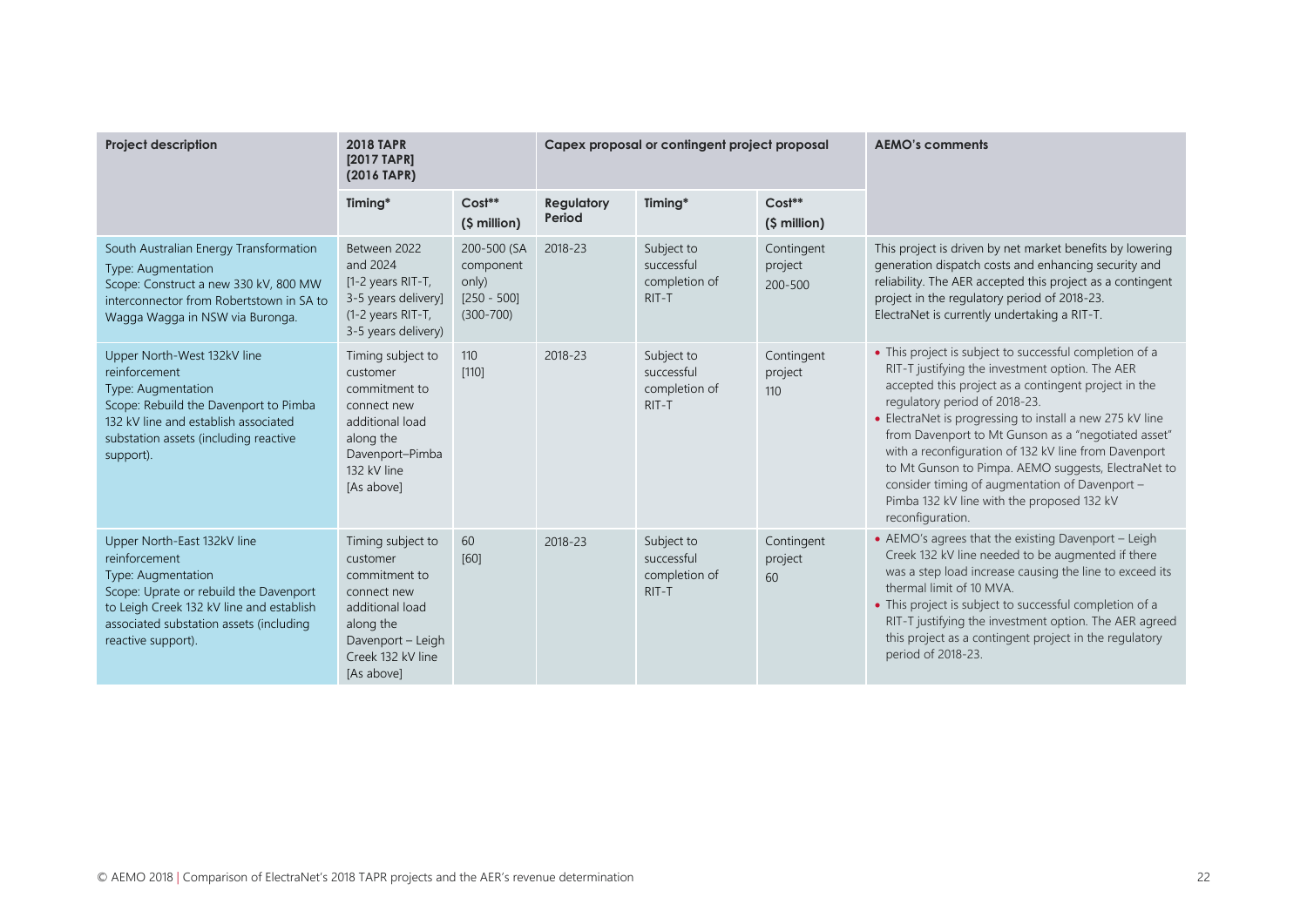| Project description | 2018 TAPR [2017 TAPR] (2016 TAPR) | | Capex proposal or contingent project proposal | | | AEMO's comments |
|---|---|---|---|---|---|---|
| | Timing* | Cost** ($ million) | Regulatory Period | Timing* | Cost** ($ million) | |
| South Australian Energy Transformation<br>Type: Augmentation<br>Scope: Construct a new 330 kV, 800 MW interconnector from Robertstown in SA to Wagga Wagga in NSW via Buronga. | Between 2022 and 2024<br>[1-2 years RIT-T, 3-5 years delivery]<br>(1-2 years RIT-T, 3-5 years delivery) | 200-500 (SA component only)<br>[250 - 500]<br>(300-700) | 2018-23 | Subject to successful completion of RIT-T | Contingent project<br>200-500 | This project is driven by net market benefits by lowering generation dispatch costs and enhancing security and reliability. The AER accepted this project as a contingent project in the regulatory period of 2018-23.<br>ElectraNet is currently undertaking a RIT-T. |
| Upper North-West 132kV line reinforcement<br>Type: Augmentation<br>Scope: Rebuild the Davenport to Pimba 132 kV line and establish associated substation assets (including reactive support). | Timing subject to customer commitment to connect new additional load along the Davenport–Pimba 132 kV line<br>[As above] | 110<br>[110] | 2018-23 | Subject to successful completion of RIT-T | Contingent project<br>110 | • This project is subject to successful completion of a RIT-T justifying the investment option. The AER accepted this project as a contingent project in the regulatory period of 2018-23.<br>• ElectraNet is progressing to install a new 275 kV line from Davenport to Mt Gunson as a "negotiated asset" with a reconfiguration of 132 kV line from Davenport to Mt Gunson to Pimpa. AEMO suggests, ElectraNet to consider timing of augmentation of Davenport – Pimba 132 kV line with the proposed 132 kV reconfiguration. |
| Upper North-East 132kV line reinforcement<br>Type: Augmentation<br>Scope: Uprate or rebuild the Davenport to Leigh Creek 132 kV line and establish associated substation assets (including reactive support). | Timing subject to customer commitment to connect new additional load along the Davenport – Leigh Creek 132 kV line<br>[As above] | 60<br>[60] | 2018-23 | Subject to successful completion of RIT-T | Contingent project<br>60 | • AEMO's agrees that the existing Davenport – Leigh Creek 132 kV line needed to be augmented if there was a step load increase causing the line to exceed its thermal limit of 10 MVA.<br>• This project is subject to successful completion of a RIT-T justifying the investment option. The AER agreed this project as a contingent project in the regulatory period of 2018-23. |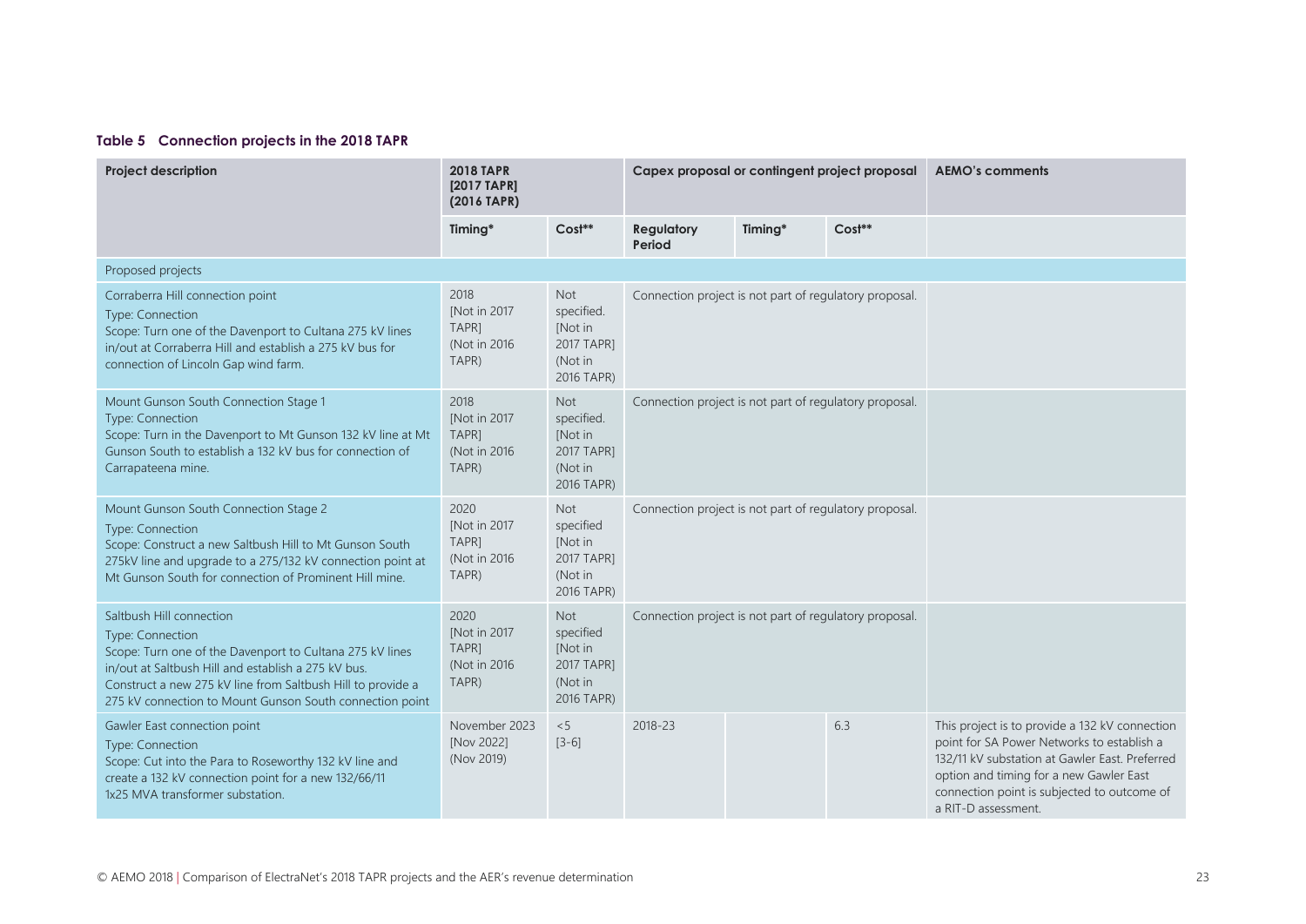**Table 5 Connection projects in the 2018 TAPR**

| Project description | 2018 TAPR [2017 TAPR] (2016 TAPR) | | Capex proposal or contingent project proposal | | | AEMO's comments |
|---|---|---|---|---|---|---|
| | Timing* | Cost** | Regulatory Period | Timing* | Cost** | |
| Proposed projects | | | | | | |
| Corraberra Hill connection point<br>Type: Connection<br>Scope: Turn one of the Davenport to Cultana 275 kV lines in/out at Corraberra Hill and establish a 275 kV bus for connection of Lincoln Gap wind farm. | 2018 [Not in 2017 TAPR] (Not in 2016 TAPR) | Not specified. [Not in 2017 TAPR] (Not in 2016 TAPR) | Connection project is not part of regulatory proposal. | | | |
| Mount Gunson South Connection Stage 1<br>Type: Connection<br>Scope: Turn in the Davenport to Mt Gunson 132 kV line at Mt Gunson South to establish a 132 kV bus for connection of Carrapateena mine. | 2018 [Not in 2017 TAPR] (Not in 2016 TAPR) | Not specified. [Not in 2017 TAPR] (Not in 2016 TAPR) | Connection project is not part of regulatory proposal. | | | |
| Mount Gunson South Connection Stage 2<br>Type: Connection<br>Scope: Construct a new Saltbush Hill to Mt Gunson South 275kV line and upgrade to a 275/132 kV connection point at Mt Gunson South for connection of Prominent Hill mine. | 2020 [Not in 2017 TAPR] (Not in 2016 TAPR) | Not specified [Not in 2017 TAPR] (Not in 2016 TAPR) | Connection project is not part of regulatory proposal. | | | |
| Saltbush Hill connection<br>Type: Connection<br>Scope: Turn one of the Davenport to Cultana 275 kV lines in/out at Saltbush Hill and establish a 275 kV bus. Construct a new 275 kV line from Saltbush Hill to provide a 275 kV connection to Mount Gunson South connection point | 2020 [Not in 2017 TAPR] (Not in 2016 TAPR) | Not specified [Not in 2017 TAPR] (Not in 2016 TAPR) | Connection project is not part of regulatory proposal. | | | |
| Gawler East connection point<br>Type: Connection<br>Scope: Cut into the Para to Roseworthy 132 kV line and create a 132 kV connection point for a new 132/66/11 1x25 MVA transformer substation. | November 2023 [Nov 2022] (Nov 2019) | <5 [3-6] | 2018-23 | | 6.3 | This project is to provide a 132 kV connection point for SA Power Networks to establish a 132/11 kV substation at Gawler East. Preferred option and timing for a new Gawler East connection point is subjected to outcome of a RIT-D assessment. |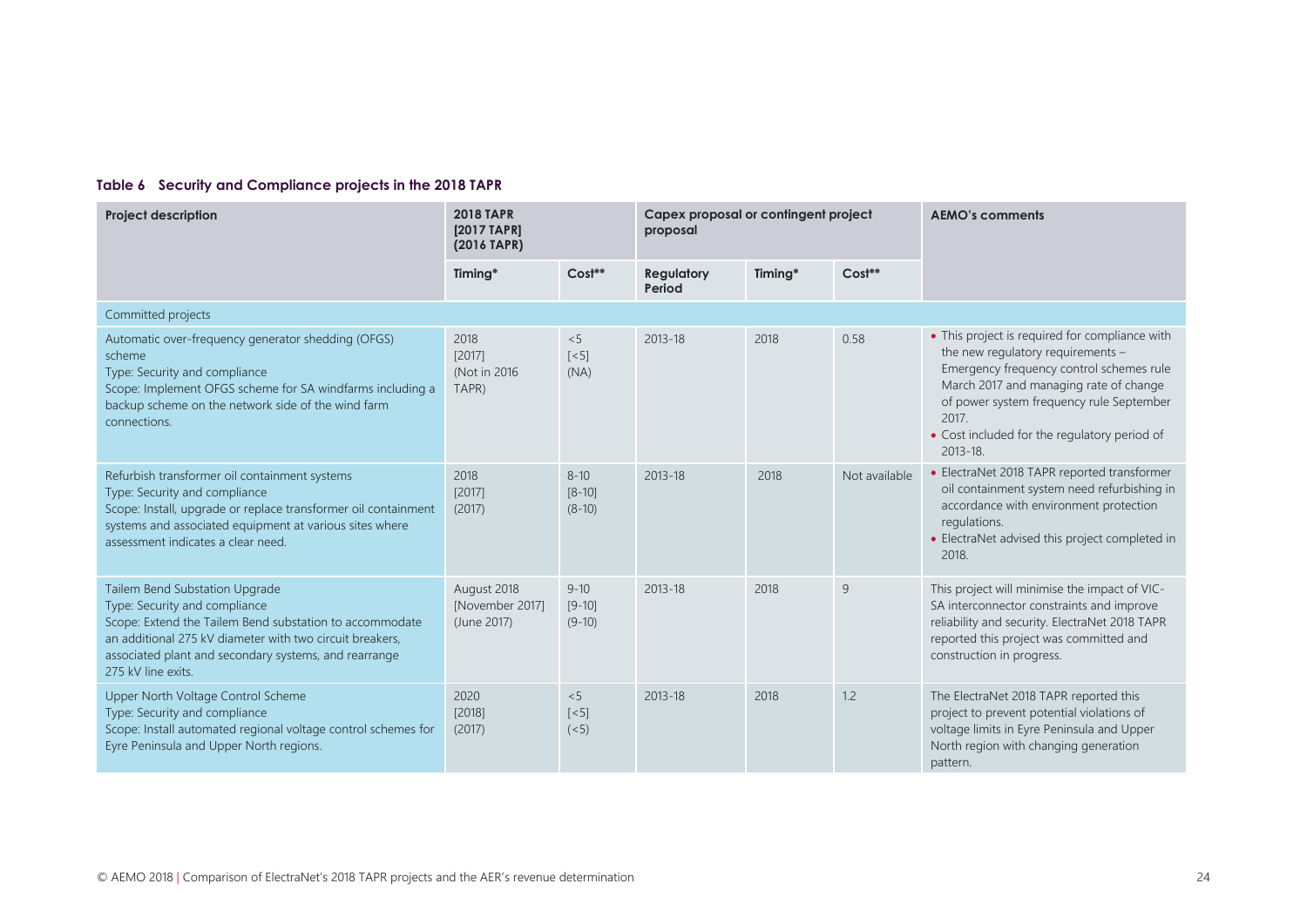**Table 6 Security and Compliance projects in the 2018 TAPR**

| Project description | 2018 TAPR [2017 TAPR] (2016 TAPR) | | Capex proposal or contingent project proposal | | | AEMO's comments |
|---|---|---|---|---|---|---|
| | Timing* | Cost** | Regulatory Period | Timing* | Cost** | |
| Committed projects | | | | | | |
| Automatic over-frequency generator shedding (OFGS) scheme<br>Type: Security and compliance<br>Scope: Implement OFGS scheme for SA windfarms including a backup scheme on the network side of the wind farm connections. | 2018<br>[2017]<br>(Not in 2016 TAPR) | <5<br>[<5]<br>(NA) | 2013-18 | 2018 | 0.58 | • This project is required for compliance with the new regulatory requirements – Emergency frequency control schemes rule March 2017 and managing rate of change of power system frequency rule September 2017.<br>• Cost included for the regulatory period of 2013-18. |
| Refurbish transformer oil containment systems<br>Type: Security and compliance<br>Scope: Install, upgrade or replace transformer oil containment systems and associated equipment at various sites where assessment indicates a clear need. | 2018<br>[2017]<br>(2017) | 8-10<br>[8-10]<br>(8-10) | 2013-18 | 2018 | Not available | • ElectraNet 2018 TAPR reported transformer oil containment system need refurbishing in accordance with environment protection regulations.<br>• ElectraNet advised this project completed in 2018. |
| Tailem Bend Substation Upgrade<br>Type: Security and compliance<br>Scope: Extend the Tailem Bend substation to accommodate an additional 275 kV diameter with two circuit breakers, associated plant and secondary systems, and rearrange 275 kV line exits. | August 2018<br>[November 2017]<br>(June 2017) | 9-10<br>[9-10]<br>(9-10) | 2013-18 | 2018 | 9 | This project will minimise the impact of VIC-SA interconnector constraints and improve reliability and security. ElectraNet 2018 TAPR reported this project was committed and construction in progress. |
| Upper North Voltage Control Scheme<br>Type: Security and compliance<br>Scope: Install automated regional voltage control schemes for Eyre Peninsula and Upper North regions. | 2020<br>[2018]<br>(2017) | <5<br>[<5]<br>(<5) | 2013-18 | 2018 | 1.2 | The ElectraNet 2018 TAPR reported this project to prevent potential violations of voltage limits in Eyre Peninsula and Upper North region with changing generation pattern. |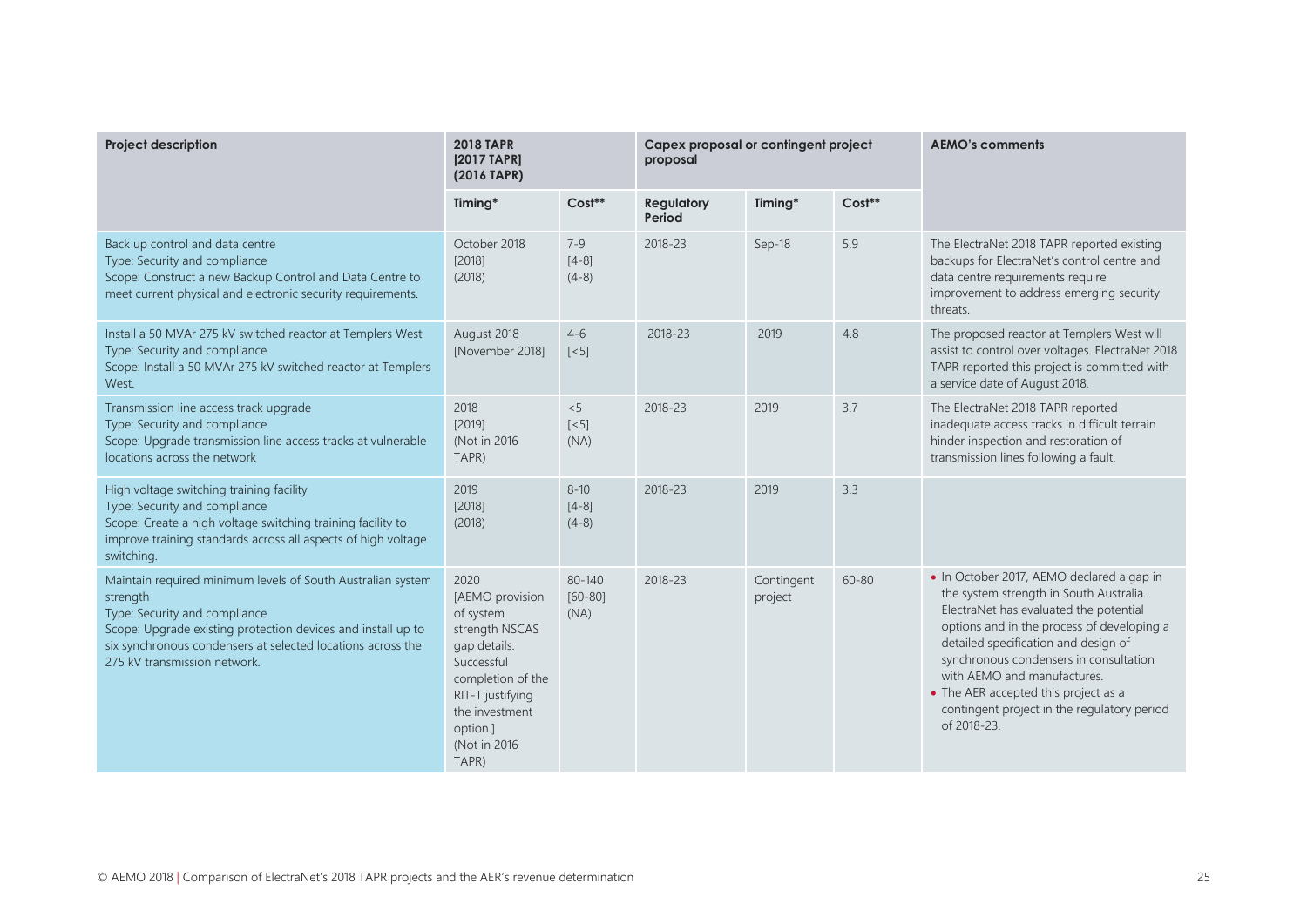| Project description | 2018 TAPR [2017 TAPR] (2016 TAPR) | | Capex proposal or contingent project proposal | | | AEMO's comments |
|---|---|---|---|---|---|---|
| | Timing* | Cost** | Regulatory Period | Timing* | Cost** | |
| Back up control and data centre<br>Type: Security and compliance<br>Scope: Construct a new Backup Control and Data Centre to meet current physical and electronic security requirements. | October 2018<br>[2018]<br>(2018) | 7-9<br>[4-8]<br>(4-8) | 2018-23 | Sep-18 | 5.9 | The ElectraNet 2018 TAPR reported existing backups for ElectraNet's control centre and data centre requirements require improvement to address emerging security threats. |
| Install a 50 MVAr 275 kV switched reactor at Templers West<br>Type: Security and compliance<br>Scope: Install a 50 MVAr 275 kV switched reactor at Templers West. | August 2018<br>[November 2018] | 4-6<br>[<5] | 2018-23 | 2019 | 4.8 | The proposed reactor at Templers West will assist to control over voltages. ElectraNet 2018 TAPR reported this project is committed with a service date of August 2018. |
| Transmission line access track upgrade<br>Type: Security and compliance<br>Scope: Upgrade transmission line access tracks at vulnerable locations across the network | 2018<br>[2019]<br>(Not in 2016 TAPR) | <5<br>[<5]<br>(NA) | 2018-23 | 2019 | 3.7 | The ElectraNet 2018 TAPR reported inadequate access tracks in difficult terrain hinder inspection and restoration of transmission lines following a fault. |
| High voltage switching training facility<br>Type: Security and compliance<br>Scope: Create a high voltage switching training facility to improve training standards across all aspects of high voltage switching. | 2019<br>[2018]<br>(2018) | 8-10<br>[4-8]<br>(4-8) | 2018-23 | 2019 | 3.3 | |
| Maintain required minimum levels of South Australian system strength<br>Type: Security and compliance<br>Scope: Upgrade existing protection devices and install up to six synchronous condensers at selected locations across the 275 kV transmission network. | 2020<br>[AEMO provision of system strength NSCAS gap details. Successful completion of the RIT-T justifying the investment option.]<br>(Not in 2016 TAPR) | 80-140<br>[60-80]<br>(NA) | 2018-23 | Contingent project | 60-80 | • In October 2017, AEMO declared a gap in the system strength in South Australia. ElectraNet has evaluated the potential options and in the process of developing a detailed specification and design of synchronous condensers in consultation with AEMO and manufactures.<br>• The AER accepted this project as a contingent project in the regulatory period of 2018-23. |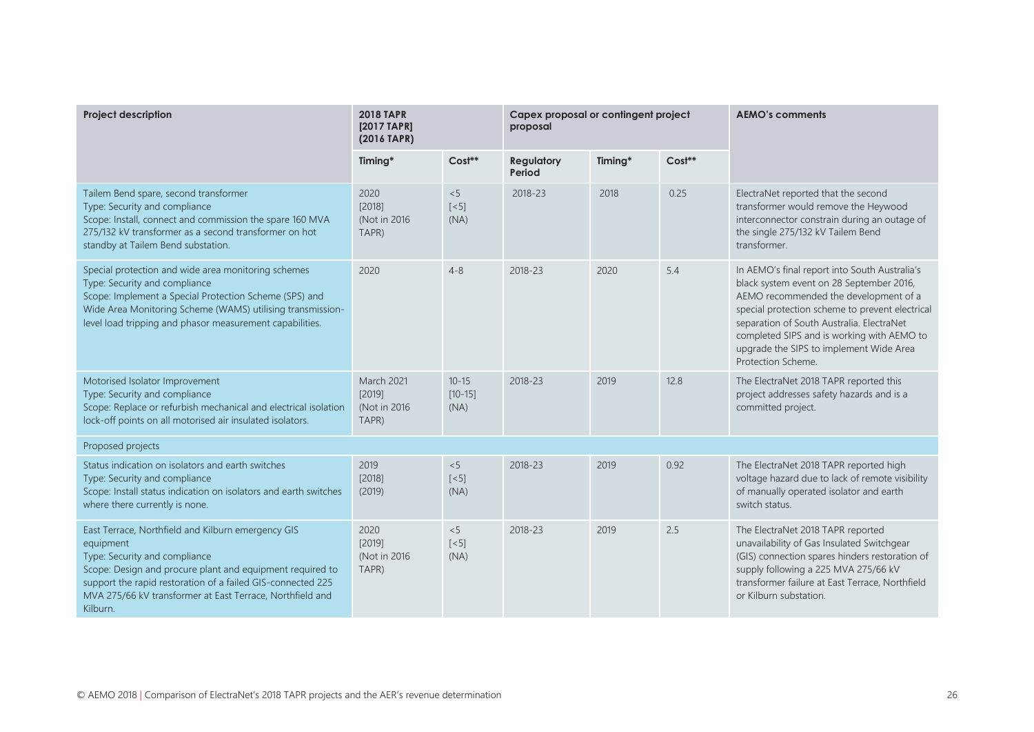| Project description | 2018 TAPR [2017 TAPR] (2016 TAPR) | | Capex proposal or contingent project proposal | | | AEMO's comments |
|---|---|---|---|---|---|---|
| | Timing* | Cost** | Regulatory Period | Timing* | Cost** | |
| Tailem Bend spare, second transformer<br>Type: Security and compliance<br>Scope: Install, connect and commission the spare 160 MVA 275/132 kV transformer as a second transformer on hot standby at Tailem Bend substation. | 2020 [2018] (Not in 2016 TAPR) | <5 [<5] (NA) | 2018-23 | 2018 | 0.25 | ElectraNet reported that the second transformer would remove the Heywood interconnector constrain during an outage of the single 275/132 kV Tailem Bend transformer. |
| Special protection and wide area monitoring schemes<br>Type: Security and compliance<br>Scope: Implement a Special Protection Scheme (SPS) and Wide Area Monitoring Scheme (WAMS) utilising transmission-level load tripping and phasor measurement capabilities. | 2020 | 4-8 | 2018-23 | 2020 | 5.4 | In AEMO's final report into South Australia's black system event on 28 September 2016, AEMO recommended the development of a special protection scheme to prevent electrical separation of South Australia. ElectraNet completed SIPS and is working with AEMO to upgrade the SIPS to implement Wide Area Protection Scheme. |
| Motorised Isolator Improvement<br>Type: Security and compliance<br>Scope: Replace or refurbish mechanical and electrical isolation lock-off points on all motorised air insulated isolators. | March 2021 [2019] (Not in 2016 TAPR) | 10-15 [10-15] (NA) | 2018-23 | 2019 | 12.8 | The ElectraNet 2018 TAPR reported this project addresses safety hazards and is a committed project. |
| Proposed projects | | | | | | |
| Status indication on isolators and earth switches<br>Type: Security and compliance<br>Scope: Install status indication on isolators and earth switches where there currently is none. | 2019 [2018] (2019) | <5 [<5] (NA) | 2018-23 | 2019 | 0.92 | The ElectraNet 2018 TAPR reported high voltage hazard due to lack of remote visibility of manually operated isolator and earth switch status. |
| East Terrace, Northfield and Kilburn emergency GIS equipment<br>Type: Security and compliance<br>Scope: Design and procure plant and equipment required to support the rapid restoration of a failed GIS-connected 225 MVA 275/66 kV transformer at East Terrace, Northfield and Kilburn. | 2020 [2019] (Not in 2016 TAPR) | <5 [<5] (NA) | 2018-23 | 2019 | 2.5 | The ElectraNet 2018 TAPR reported unavailability of Gas Insulated Switchgear (GIS) connection spares hinders restoration of supply following a 225 MVA 275/66 kV transformer failure at East Terrace, Northfield or Kilburn substation. |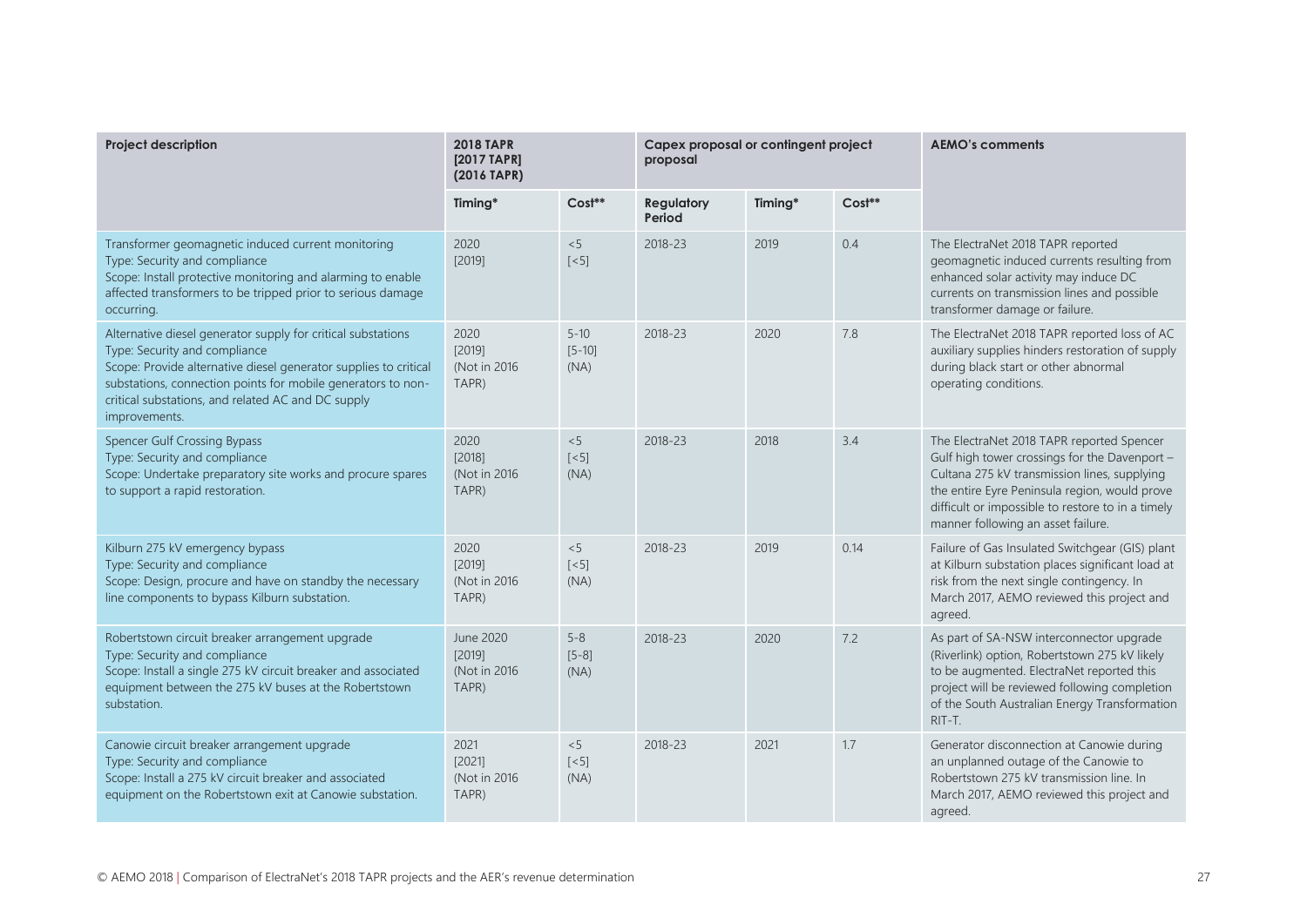| Project description | 2018 TAPR [2017 TAPR] (2016 TAPR) | | Capex proposal or contingent project proposal | | | AEMO's comments |
|---|---|---|---|---|---|---|
| | Timing* | Cost** | Regulatory Period | Timing* | Cost** | |
| Transformer geomagnetic induced current monitoring<br>Type: Security and compliance<br>Scope: Install protective monitoring and alarming to enable affected transformers to be tripped prior to serious damage occurring. | 2020 [2019] | <5 [<5] | 2018-23 | 2019 | 0.4 | The ElectraNet 2018 TAPR reported geomagnetic induced currents resulting from enhanced solar activity may induce DC currents on transmission lines and possible transformer damage or failure. |
| Alternative diesel generator supply for critical substations<br>Type: Security and compliance<br>Scope: Provide alternative diesel generator supplies to critical substations, connection points for mobile generators to non-critical substations, and related AC and DC supply improvements. | 2020 [2019] (Not in 2016 TAPR) | 5-10 [5-10] (NA) | 2018-23 | 2020 | 7.8 | The ElectraNet 2018 TAPR reported loss of AC auxiliary supplies hinders restoration of supply during black start or other abnormal operating conditions. |
| Spencer Gulf Crossing Bypass<br>Type: Security and compliance<br>Scope: Undertake preparatory site works and procure spares to support a rapid restoration. | 2020 [2018] (Not in 2016 TAPR) | <5 [<5] (NA) | 2018-23 | 2018 | 3.4 | The ElectraNet 2018 TAPR reported Spencer Gulf high tower crossings for the Davenport – Cultana 275 kV transmission lines, supplying the entire Eyre Peninsula region, would prove difficult or impossible to restore to in a timely manner following an asset failure. |
| Kilburn 275 kV emergency bypass<br>Type: Security and compliance<br>Scope: Design, procure and have on standby the necessary line components to bypass Kilburn substation. | 2020 [2019] (Not in 2016 TAPR) | <5 [<5] (NA) | 2018-23 | 2019 | 0.14 | Failure of Gas Insulated Switchgear (GIS) plant at Kilburn substation places significant load at risk from the next single contingency. In March 2017, AEMO reviewed this project and agreed. |
| Robertstown circuit breaker arrangement upgrade<br>Type: Security and compliance<br>Scope: Install a single 275 kV circuit breaker and associated equipment between the 275 kV buses at the Robertstown substation. | June 2020 [2019] (Not in 2016 TAPR) | 5-8 [5-8] (NA) | 2018-23 | 2020 | 7.2 | As part of SA-NSW interconnector upgrade (Riverlink) option, Robertstown 275 kV likely to be augmented. ElectraNet reported this project will be reviewed following completion of the South Australian Energy Transformation RIT-T. |
| Canowie circuit breaker arrangement upgrade<br>Type: Security and compliance<br>Scope: Install a 275 kV circuit breaker and associated equipment on the Robertstown exit at Canowie substation. | 2021 [2021] (Not in 2016 TAPR) | <5 [<5] (NA) | 2018-23 | 2021 | 1.7 | Generator disconnection at Canowie during an unplanned outage of the Canowie to Robertstown 275 kV transmission line. In March 2017, AEMO reviewed this project and agreed. |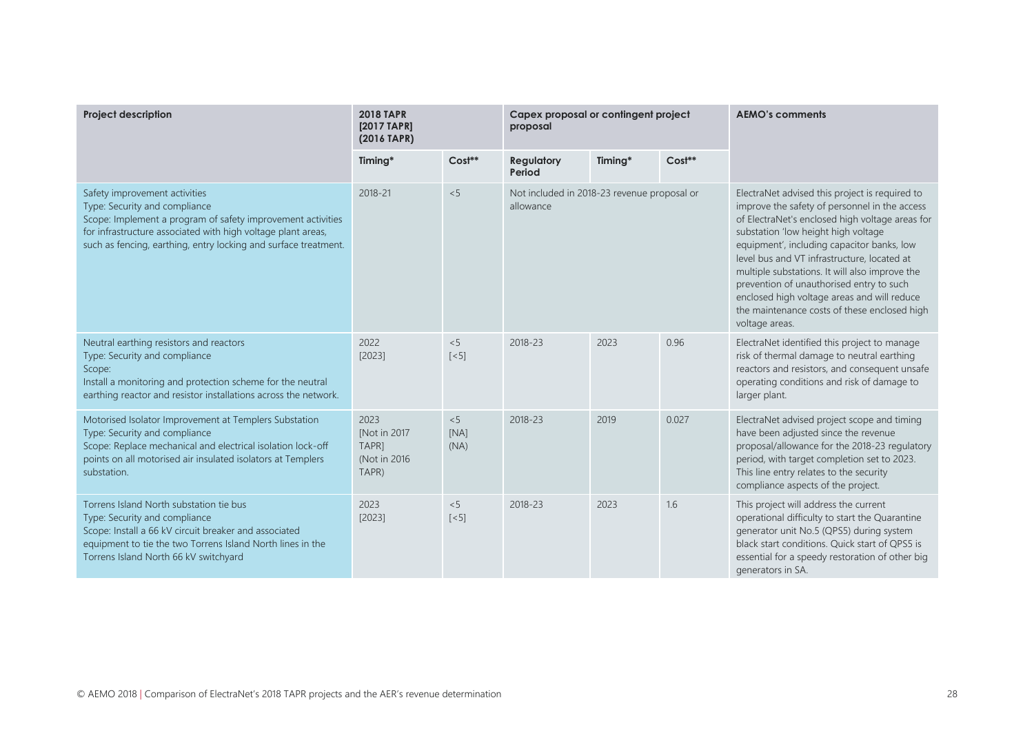| Project description | 2018 TAPR [2017 TAPR] (2016 TAPR) | | Capex proposal or contingent project proposal | | | AEMO's comments |
|---|---|---|---|---|---|---|
| | Timing* | Cost** | Regulatory Period | Timing* | Cost** | |
| Safety improvement activities<br>Type: Security and compliance<br>Scope: Implement a program of safety improvement activities for infrastructure associated with high voltage plant areas, such as fencing, earthing, entry locking and surface treatment. | 2018-21 | <5 | Not included in 2018-23 revenue proposal or allowance | | | ElectraNet advised this project is required to improve the safety of personnel in the access of ElectraNet's enclosed high voltage areas for substation 'low height high voltage equipment', including capacitor banks, low level bus and VT infrastructure, located at multiple substations. It will also improve the prevention of unauthorised entry to such enclosed high voltage areas and will reduce the maintenance costs of these enclosed high voltage areas. |
| Neutral earthing resistors and reactors<br>Type: Security and compliance<br>Scope:<br>Install a monitoring and protection scheme for the neutral earthing reactor and resistor installations across the network. | 2022<br>[2023] | <5<br>[<5] | 2018-23 | 2023 | 0.96 | ElectraNet identified this project to manage risk of thermal damage to neutral earthing reactors and resistors, and consequent unsafe operating conditions and risk of damage to larger plant. |
| Motorised Isolator Improvement at Templers Substation<br>Type: Security and compliance<br>Scope: Replace mechanical and electrical isolation lock-off points on all motorised air insulated isolators at Templers substation. | 2023<br>[Not in 2017 TAPR]<br>(Not in 2016 TAPR) | <5<br>[NA]<br>(NA) | 2018-23 | 2019 | 0.027 | ElectraNet advised project scope and timing have been adjusted since the revenue proposal/allowance for the 2018-23 regulatory period, with target completion set to 2023. This line entry relates to the security compliance aspects of the project. |
| Torrens Island North substation tie bus<br>Type: Security and compliance<br>Scope: Install a 66 kV circuit breaker and associated equipment to tie the two Torrens Island North lines in the Torrens Island North 66 kV switchyard | 2023<br>[2023] | <5<br>[<5] | 2018-23 | 2023 | 1.6 | This project will address the current operational difficulty to start the Quarantine generator unit No.5 (QPS5) during system black start conditions. Quick start of QPS5 is essential for a speedy restoration of other big generators in SA. |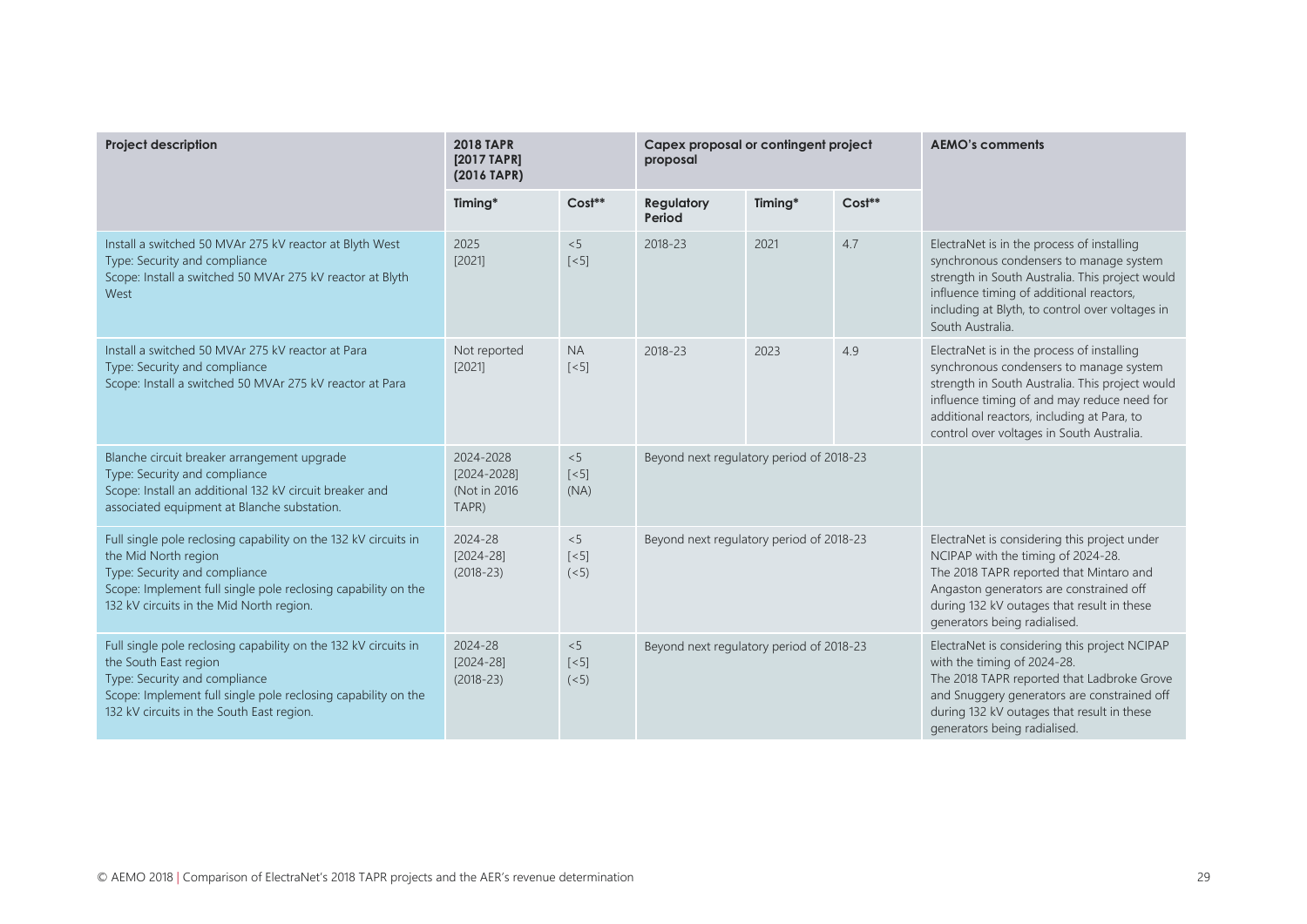| Project description | 2018 TAPR [2017 TAPR] (2016 TAPR) | | Capex proposal or contingent project proposal | | | AEMO's comments |
|---|---|---|---|---|---|---|
| | Timing* | Cost** | Regulatory Period | Timing* | Cost** | |
| Install a switched 50 MVAr 275 kV reactor at Blyth West<br>Type: Security and compliance<br>Scope: Install a switched 50 MVAr 275 kV reactor at Blyth West | 2025<br>[2021] | <5<br>[<5] | 2018-23 | 2021 | 4.7 | ElectraNet is in the process of installing synchronous condensers to manage system strength in South Australia. This project would influence timing of additional reactors, including at Blyth, to control over voltages in South Australia. |
| Install a switched 50 MVAr 275 kV reactor at Para<br>Type: Security and compliance<br>Scope: Install a switched 50 MVAr 275 kV reactor at Para | Not reported<br>[2021] | NA<br>[<5] | 2018-23 | 2023 | 4.9 | ElectraNet is in the process of installing synchronous condensers to manage system strength in South Australia. This project would influence timing of and may reduce need for additional reactors, including at Para, to control over voltages in South Australia. |
| Blanche circuit breaker arrangement upgrade<br>Type: Security and compliance<br>Scope: Install an additional 132 kV circuit breaker and associated equipment at Blanche substation. | 2024-2028<br>[2024-2028]<br>(Not in 2016 TAPR) | <5<br>[<5]<br>(NA) | Beyond next regulatory period of 2018-23 | | | |
| Full single pole reclosing capability on the 132 kV circuits in the Mid North region<br>Type: Security and compliance<br>Scope: Implement full single pole reclosing capability on the 132 kV circuits in the Mid North region. | 2024-28<br>[2024-28]<br>(2018-23) | <5<br>[<5]<br>(<5) | Beyond next regulatory period of 2018-23 | | | ElectraNet is considering this project under NCIPAP with the timing of 2024-28.<br>The 2018 TAPR reported that Mintaro and Angaston generators are constrained off during 132 kV outages that result in these generators being radialised. |
| Full single pole reclosing capability on the 132 kV circuits in the South East region<br>Type: Security and compliance<br>Scope: Implement full single pole reclosing capability on the 132 kV circuits in the South East region. | 2024-28<br>[2024-28]<br>(2018-23) | <5<br>[<5]<br>(<5) | Beyond next regulatory period of 2018-23 | | | ElectraNet is considering this project NCIPAP with the timing of 2024-28.<br>The 2018 TAPR reported that Ladbroke Grove and Snuggery generators are constrained off during 132 kV outages that result in these generators being radialised. |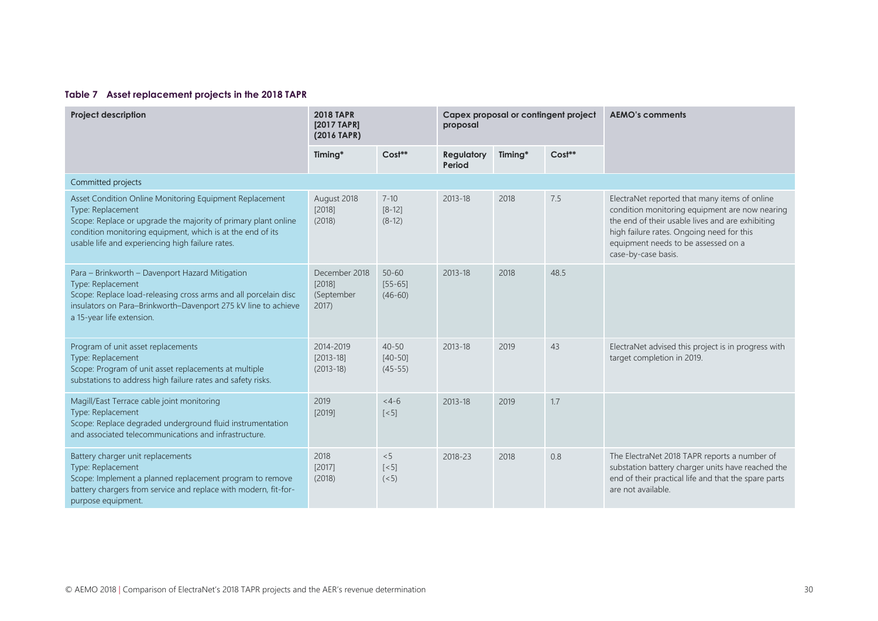**Table 7 Asset replacement projects in the 2018 TAPR**

| Project description | 2018 TAPR [2017 TAPR] (2016 TAPR) | | Capex proposal or contingent project proposal | | | AEMO's comments |
|---|---|---|---|---|---|---|
| | Timing* | Cost** | Regulatory Period | Timing* | Cost** | |
| Committed projects | | | | | | |
| Asset Condition Online Monitoring Equipment Replacement<br>Type: Replacement<br>Scope: Replace or upgrade the majority of primary plant online condition monitoring equipment, which is at the end of its usable life and experiencing high failure rates. | August 2018<br>[2018]<br>(2018) | 7-10<br>[8-12]<br>(8-12) | 2013-18 | 2018 | 7.5 | ElectraNet reported that many items of online condition monitoring equipment are now nearing the end of their usable lives and are exhibiting high failure rates. Ongoing need for this equipment needs to be assessed on a case-by-case basis. |
| Para – Brinkworth – Davenport Hazard Mitigation<br>Type: Replacement<br>Scope: Replace load-releasing cross arms and all porcelain disc insulators on Para–Brinkworth–Davenport 275 kV line to achieve a 15-year life extension. | December 2018<br>[2018]<br>(September 2017) | 50-60<br>[55-65]<br>(46-60) | 2013-18 | 2018 | 48.5 | |
| Program of unit asset replacements<br>Type: Replacement<br>Scope: Program of unit asset replacements at multiple substations to address high failure rates and safety risks. | 2014-2019<br>[2013-18]<br>(2013-18) | 40-50<br>[40-50]<br>(45-55) | 2013-18 | 2019 | 43 | ElectraNet advised this project is in progress with target completion in 2019. |
| Magill/East Terrace cable joint monitoring<br>Type: Replacement<br>Scope: Replace degraded underground fluid instrumentation and associated telecommunications and infrastructure. | 2019<br>[2019] | <4-6<br>[<5] | 2013-18 | 2019 | 1.7 | |
| Battery charger unit replacements<br>Type: Replacement<br>Scope: Implement a planned replacement program to remove battery chargers from service and replace with modern, fit-for-purpose equipment. | 2018<br>[2017]<br>(2018) | <5<br>[<5]<br>(<5) | 2018-23 | 2018 | 0.8 | The ElectraNet 2018 TAPR reports a number of substation battery charger units have reached the end of their practical life and that the spare parts are not available. |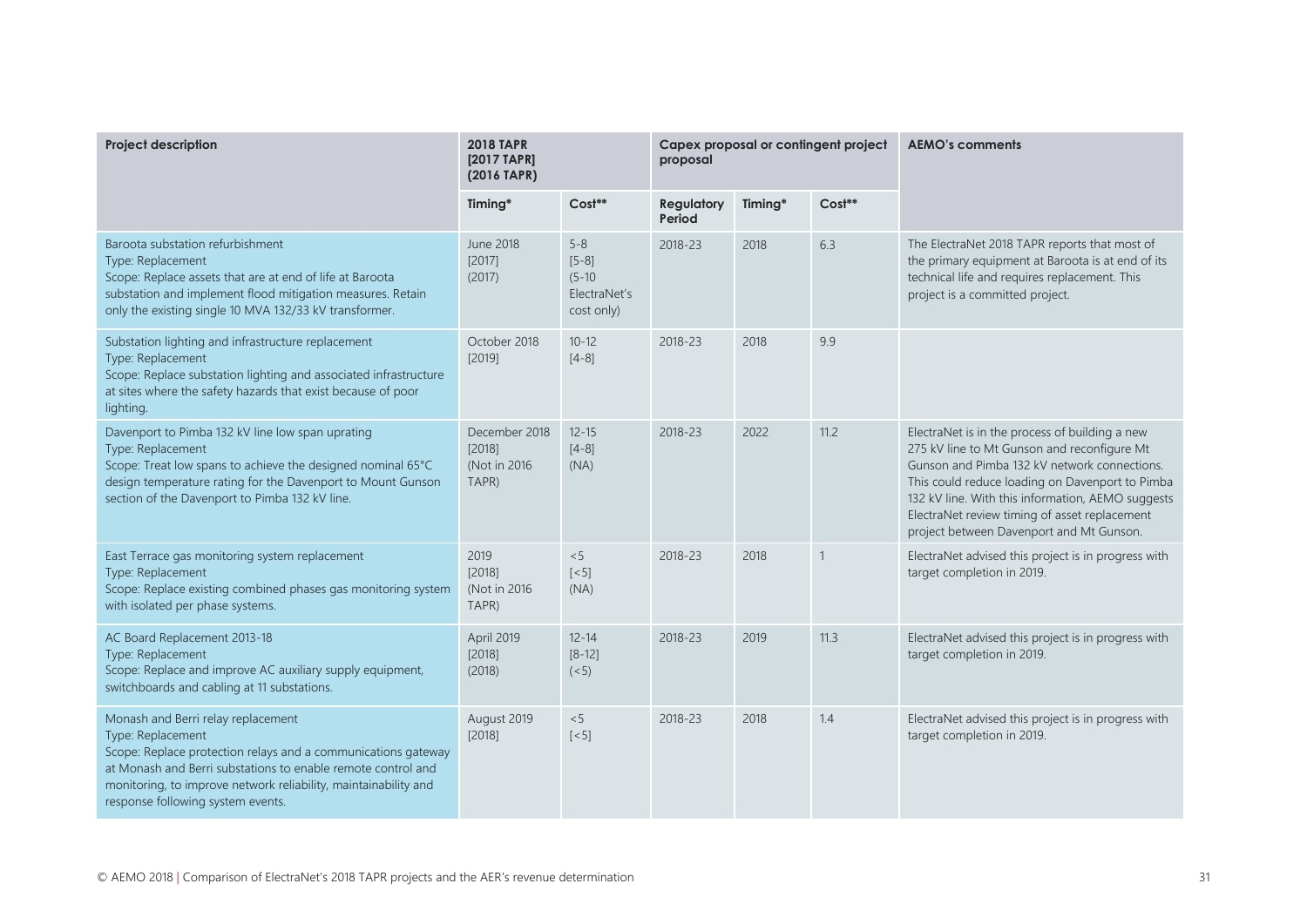| Project description | 2018 TAPR [2017 TAPR] (2016 TAPR) | | Capex proposal or contingent project proposal | | | AEMO's comments |
|---|---|---|---|---|---|---|
| | Timing* | Cost** | Regulatory Period | Timing* | Cost** | |
| Baroota substation refurbishment<br>Type: Replacement<br>Scope: Replace assets that are at end of life at Baroota substation and implement flood mitigation measures. Retain only the existing single 10 MVA 132/33 kV transformer. | June 2018<br>[2017]<br>(2017) | 5-8<br>[5-8]<br>(5-10 ElectraNet's cost only) | 2018-23 | 2018 | 6.3 | The ElectraNet 2018 TAPR reports that most of the primary equipment at Baroota is at end of its technical life and requires replacement. This project is a committed project. |
| Substation lighting and infrastructure replacement<br>Type: Replacement<br>Scope: Replace substation lighting and associated infrastructure at sites where the safety hazards that exist because of poor lighting. | October 2018<br>[2019] | 10-12<br>[4-8] | 2018-23 | 2018 | 9.9 | |
| Davenport to Pimba 132 kV line low span uprating<br>Type: Replacement<br>Scope: Treat low spans to achieve the designed nominal 65°C design temperature rating for the Davenport to Mount Gunson section of the Davenport to Pimba 132 kV line. | December 2018<br>[2018]<br>(Not in 2016 TAPR) | 12-15<br>[4-8]<br>(NA) | 2018-23 | 2022 | 11.2 | ElectraNet is in the process of building a new 275 kV line to Mt Gunson and reconfigure Mt Gunson and Pimba 132 kV network connections. This could reduce loading on Davenport to Pimba 132 kV line. With this information, AEMO suggests ElectraNet review timing of asset replacement project between Davenport and Mt Gunson. |
| East Terrace gas monitoring system replacement<br>Type: Replacement<br>Scope: Replace existing combined phases gas monitoring system with isolated per phase systems. | 2019<br>[2018]<br>(Not in 2016 TAPR) | <5<br>[<5]<br>(NA) | 2018-23 | 2018 | 1 | ElectraNet advised this project is in progress with target completion in 2019. |
| AC Board Replacement 2013-18<br>Type: Replacement<br>Scope: Replace and improve AC auxiliary supply equipment, switchboards and cabling at 11 substations. | April 2019<br>[2018]<br>(2018) | 12-14<br>[8-12]<br>(<5) | 2018-23 | 2019 | 11.3 | ElectraNet advised this project is in progress with target completion in 2019. |
| Monash and Berri relay replacement<br>Type: Replacement<br>Scope: Replace protection relays and a communications gateway at Monash and Berri substations to enable remote control and monitoring, to improve network reliability, maintainability and response following system events. | August 2019<br>[2018] | <5<br>[<5] | 2018-23 | 2018 | 1.4 | ElectraNet advised this project is in progress with target completion in 2019. |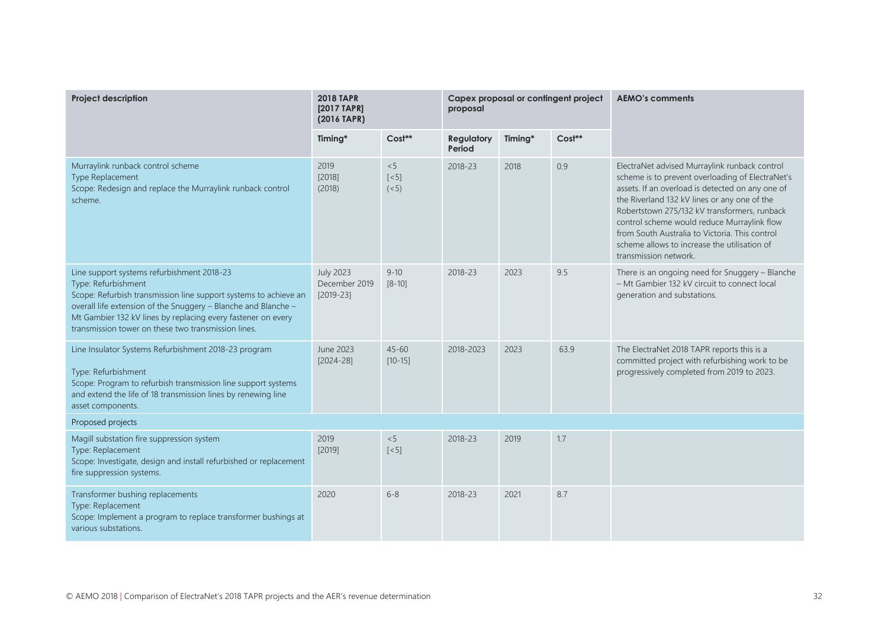| Project description | 2018 TAPR [2017 TAPR] (2016 TAPR) | | Capex proposal or contingent project proposal | | | AEMO's comments |
|---|---|---|---|---|---|---|
| | Timing* | Cost** | Regulatory Period | Timing* | Cost** | |
| Murraylink runback control scheme<br>Type Replacement<br>Scope: Redesign and replace the Murraylink runback control scheme. | 2019<br>[2018]<br>(2018) | <5<br>[<5]<br>(<5) | 2018-23 | 2018 | 0.9 | ElectraNet advised Murraylink runback control scheme is to prevent overloading of ElectraNet's assets. If an overload is detected on any one of the Riverland 132 kV lines or any one of the Robertstown 275/132 kV transformers, runback control scheme would reduce Murraylink flow from South Australia to Victoria. This control scheme allows to increase the utilisation of transmission network. |
| Line support systems refurbishment 2018-23<br>Type: Refurbishment<br>Scope: Refurbish transmission line support systems to achieve an overall life extension of the Snuggery – Blanche and Blanche – Mt Gambier 132 kV lines by replacing every fastener on every transmission tower on these two transmission lines. | July 2023<br>December 2019<br>[2019-23] | 9-10<br>[8-10] | 2018-23 | 2023 | 9.5 | There is an ongoing need for Snuggery – Blanche – Mt Gambier 132 kV circuit to connect local generation and substations. |
| Line Insulator Systems Refurbishment 2018-23 program<br>Type: Refurbishment<br>Scope: Program to refurbish transmission line support systems and extend the life of 18 transmission lines by renewing line asset components. | June 2023<br>[2024-28] | 45-60<br>[10-15] | 2018-2023 | 2023 | 63.9 | The ElectraNet 2018 TAPR reports this is a committed project with refurbishing work to be progressively completed from 2019 to 2023. |
| Proposed projects | | | | | | |
| Magill substation fire suppression system<br>Type: Replacement<br>Scope: Investigate, design and install refurbished or replacement fire suppression systems. | 2019<br>[2019] | <5<br>[<5] | 2018-23 | 2019 | 1.7 | |
| Transformer bushing replacements<br>Type: Replacement<br>Scope: Implement a program to replace transformer bushings at various substations. | 2020 | 6-8 | 2018-23 | 2021 | 8.7 | |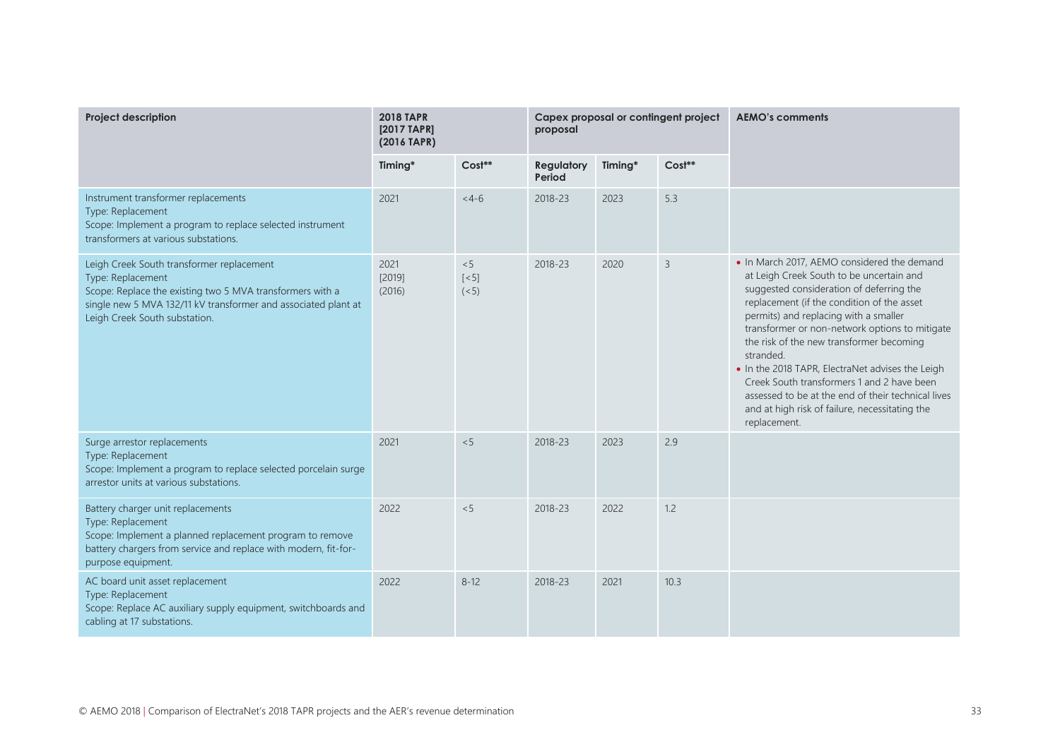| Project description | 2018 TAPR [2017 TAPR] (2016 TAPR) | | Capex proposal or contingent project proposal | | | AEMO's comments |
|---|---|---|---|---|---|---|
| | Timing* | Cost** | Regulatory Period | Timing* | Cost** | |
| Instrument transformer replacements<br>Type: Replacement<br>Scope: Implement a program to replace selected instrument transformers at various substations. | 2021 | <4-6 | 2018-23 | 2023 | 5.3 | |
| Leigh Creek South transformer replacement<br>Type: Replacement<br>Scope: Replace the existing two 5 MVA transformers with a single new 5 MVA 132/11 kV transformer and associated plant at Leigh Creek South substation. | 2021<br>[2019]<br>(2016) | <5<br>[<5]<br>(<5) | 2018-23 | 2020 | 3 | • In March 2017, AEMO considered the demand at Leigh Creek South to be uncertain and suggested consideration of deferring the replacement (if the condition of the asset permits) and replacing with a smaller transformer or non-network options to mitigate the risk of the new transformer becoming stranded.<br>• In the 2018 TAPR, ElectraNet advises the Leigh Creek South transformers 1 and 2 have been assessed to be at the end of their technical lives and at high risk of failure, necessitating the replacement. |
| Surge arrestor replacements<br>Type: Replacement<br>Scope: Implement a program to replace selected porcelain surge arrestor units at various substations. | 2021 | <5 | 2018-23 | 2023 | 2.9 | |
| Battery charger unit replacements<br>Type: Replacement<br>Scope: Implement a planned replacement program to remove battery chargers from service and replace with modern, fit-for-purpose equipment. | 2022 | <5 | 2018-23 | 2022 | 1.2 | |
| AC board unit asset replacement<br>Type: Replacement<br>Scope: Replace AC auxiliary supply equipment, switchboards and cabling at 17 substations. | 2022 | 8-12 | 2018-23 | 2021 | 10.3 | |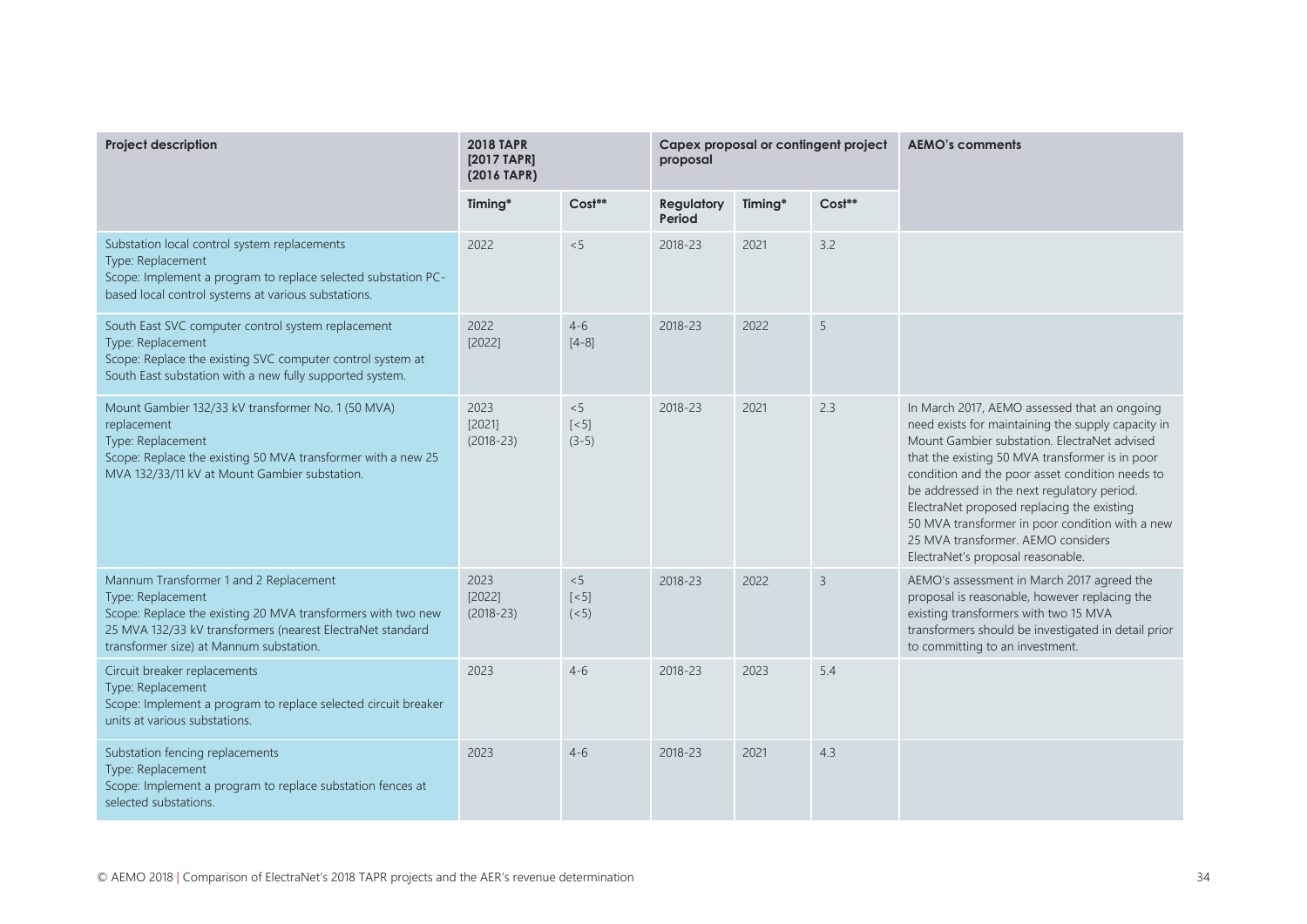| Project description | 2018 TAPR [2017 TAPR] (2016 TAPR) | | Capex proposal or contingent project proposal | | | AEMO's comments |
|---|---|---|---|---|---|---|
| | Timing* | Cost** | Regulatory Period | Timing* | Cost** | |
| Substation local control system replacements<br>Type: Replacement<br>Scope: Implement a program to replace selected substation PC-based local control systems at various substations. | 2022 | <5 | 2018-23 | 2021 | 3.2 | |
| South East SVC computer control system replacement<br>Type: Replacement<br>Scope: Replace the existing SVC computer control system at South East substation with a new fully supported system. | 2022<br>[2022] | 4-6<br>[4-8] | 2018-23 | 2022 | 5 | |
| Mount Gambier 132/33 kV transformer No. 1 (50 MVA) replacement<br>Type: Replacement<br>Scope: Replace the existing 50 MVA transformer with a new 25 MVA 132/33/11 kV at Mount Gambier substation. | 2023<br>[2021]<br>(2018-23) | <5<br>[<5]<br>(3-5) | 2018-23 | 2021 | 2.3 | In March 2017, AEMO assessed that an ongoing need exists for maintaining the supply capacity in Mount Gambier substation. ElectraNet advised that the existing 50 MVA transformer is in poor condition and the poor asset condition needs to be addressed in the next regulatory period. ElectraNet proposed replacing the existing 50 MVA transformer in poor condition with a new 25 MVA transformer. AEMO considers ElectraNet's proposal reasonable. |
| Mannum Transformer 1 and 2 Replacement<br>Type: Replacement<br>Scope: Replace the existing 20 MVA transformers with two new 25 MVA 132/33 kV transformers (nearest ElectraNet standard transformer size) at Mannum substation. | 2023<br>[2022]<br>(2018-23) | <5<br>[<5]<br>(<5) | 2018-23 | 2022 | 3 | AEMO's assessment in March 2017 agreed the proposal is reasonable, however replacing the existing transformers with two 15 MVA transformers should be investigated in detail prior to committing to an investment. |
| Circuit breaker replacements<br>Type: Replacement<br>Scope: Implement a program to replace selected circuit breaker units at various substations. | 2023 | 4-6 | 2018-23 | 2023 | 5.4 | |
| Substation fencing replacements<br>Type: Replacement<br>Scope: Implement a program to replace substation fences at selected substations. | 2023 | 4-6 | 2018-23 | 2021 | 4.3 | |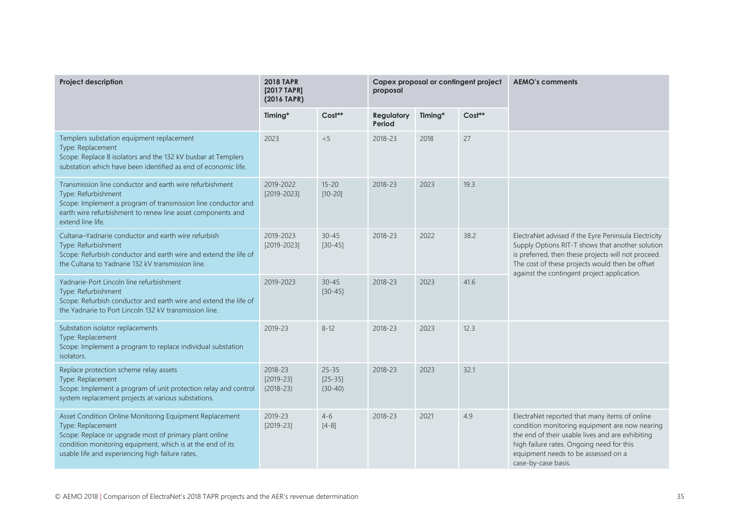| Project description | 2018 TAPR [2017 TAPR] (2016 TAPR) | | Capex proposal or contingent project proposal | | | AEMO's comments |
|---|---|---|---|---|---|---|
| | Timing* | Cost** | Regulatory Period | Timing* | Cost** | |
| Templers substation equipment replacement<br>Type: Replacement<br>Scope: Replace 8 isolators and the 132 kV busbar at Templers substation which have been identified as end of economic life. | 2023 | <5 | 2018-23 | 2018 | 27 | |
| Transmission line conductor and earth wire refurbishment<br>Type: Refurbishment<br>Scope: Implement a program of transmission line conductor and earth wire refurbishment to renew line asset components and extend line life. | 2019-2022 [2019-2023] | 15-20 [10-20] | 2018-23 | 2023 | 19.3 | |
| Cultana–Yadnarie conductor and earth wire refurbish<br>Type: Refurbishment<br>Scope: Refurbish conductor and earth wire and extend the life of the Cultana to Yadnarie 132 kV transmission line. | 2019-2023 [2019-2023] | 30-45 [30-45] | 2018-23 | 2022 | 38.2 | ElectraNet advised if the Eyre Peninsula Electricity Supply Options RIT-T shows that another solution is preferred, then these projects will not proceed. The cost of these projects would then be offset against the contingent project application. |
| Yadnarie-Port Lincoln line refurbishment<br>Type: Refurbishment<br>Scope: Refurbish conductor and earth wire and extend the life of the Yadnarie to Port Lincoln 132 kV transmission line. | 2019-2023 | 30-45 [30-45] | 2018-23 | 2023 | 41.6 | |
| Substation isolator replacements<br>Type: Replacement<br>Scope: Implement a program to replace individual substation isolators. | 2019-23 | 8-12 | 2018-23 | 2023 | 12.3 | |
| Replace protection scheme relay assets<br>Type: Replacement<br>Scope: Implement a program of unit protection relay and control system replacement projects at various substations. | 2018-23 [2019-23] (2018-23) | 25-35 [25-35] (30-40) | 2018-23 | 2023 | 32.1 | |
| Asset Condition Online Monitoring Equipment Replacement<br>Type: Replacement<br>Scope: Replace or upgrade most of primary plant online condition monitoring equipment, which is at the end of its usable life and experiencing high failure rates. | 2019-23 [2019-23] | 4-6 [4-8] | 2018-23 | 2021 | 4.9 | ElectraNet reported that many items of online condition monitoring equipment are now nearing the end of their usable lives and are exhibiting high failure rates. Ongoing need for this equipment needs to be assessed on a case-by-case basis. |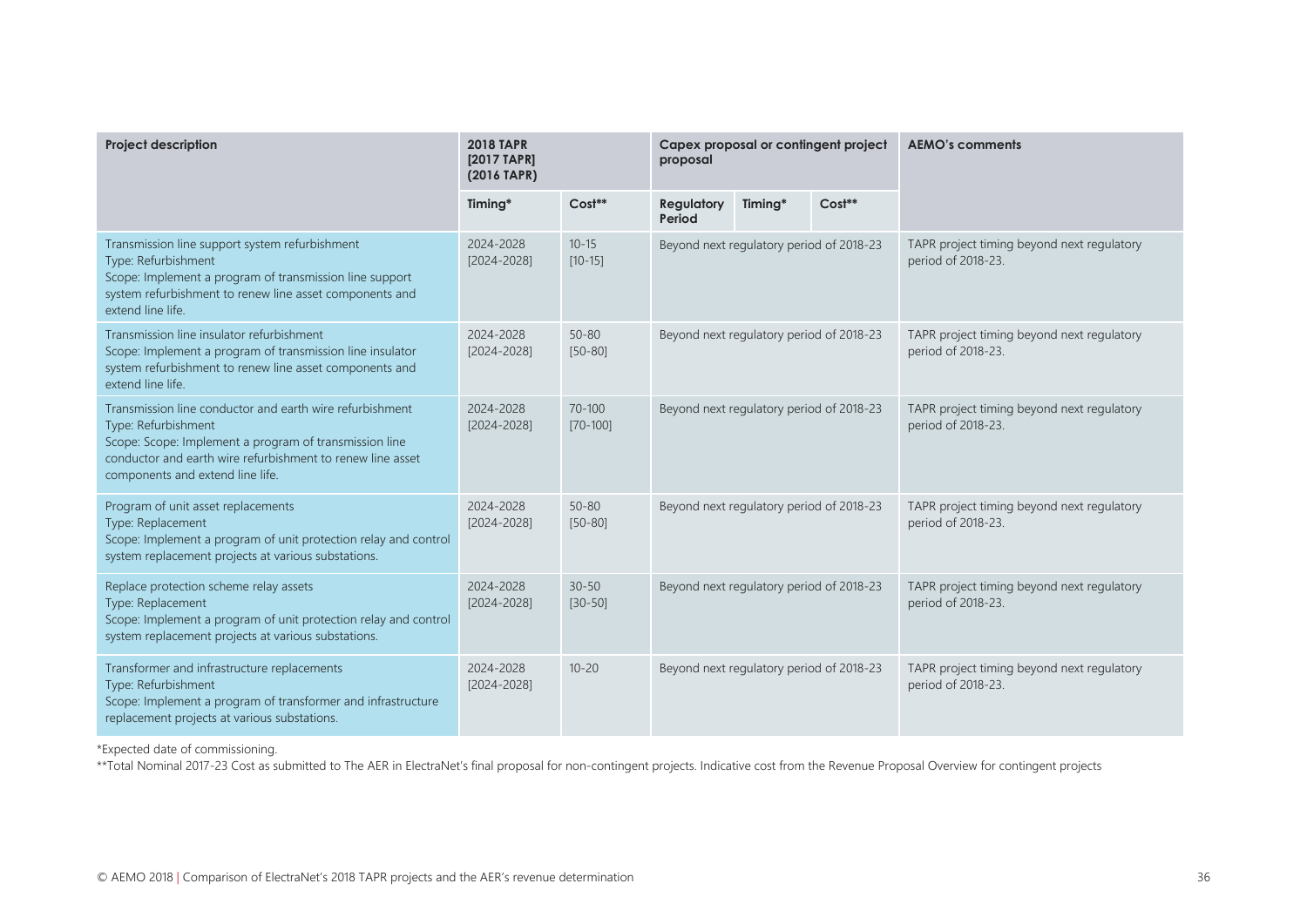| Project description | 2018 TAPR [2017 TAPR] (2016 TAPR) | | Capex proposal or contingent project proposal | | | AEMO's comments |
|---|---|---|---|---|---|---|
| | Timing* | Cost** | Regulatory Period | Timing* | Cost** | |
| Transmission line support system refurbishment<br>Type: Refurbishment<br>Scope: Implement a program of transmission line support system refurbishment to renew line asset components and extend line life. | 2024-2028 [2024-2028] | 10-15 [10-15] | Beyond next regulatory period of 2018-23 | | | TAPR project timing beyond next regulatory period of 2018-23. |
| Transmission line insulator refurbishment<br>Scope: Implement a program of transmission line insulator system refurbishment to renew line asset components and extend line life. | 2024-2028 [2024-2028] | 50-80 [50-80] | Beyond next regulatory period of 2018-23 | | | TAPR project timing beyond next regulatory period of 2018-23. |
| Transmission line conductor and earth wire refurbishment<br>Type: Refurbishment<br>Scope: Scope: Implement a program of transmission line conductor and earth wire refurbishment to renew line asset components and extend line life. | 2024-2028 [2024-2028] | 70-100 [70-100] | Beyond next regulatory period of 2018-23 | | | TAPR project timing beyond next regulatory period of 2018-23. |
| Program of unit asset replacements<br>Type: Replacement<br>Scope: Implement a program of unit protection relay and control system replacement projects at various substations. | 2024-2028 [2024-2028] | 50-80 [50-80] | Beyond next regulatory period of 2018-23 | | | TAPR project timing beyond next regulatory period of 2018-23. |
| Replace protection scheme relay assets<br>Type: Replacement<br>Scope: Implement a program of unit protection relay and control system replacement projects at various substations. | 2024-2028 [2024-2028] | 30-50 [30-50] | Beyond next regulatory period of 2018-23 | | | TAPR project timing beyond next regulatory period of 2018-23. |
| Transformer and infrastructure replacements<br>Type: Refurbishment<br>Scope: Implement a program of transformer and infrastructure replacement projects at various substations. | 2024-2028 [2024-2028] | 10-20 | Beyond next regulatory period of 2018-23 | | | TAPR project timing beyond next regulatory period of 2018-23. |

*Expected date of commissioning.

**Total Nominal 2017-23 Cost as submitted to The AER in ElectraNet's final proposal for non-contingent projects. Indicative cost from the Revenue Proposal Overview for contingent projects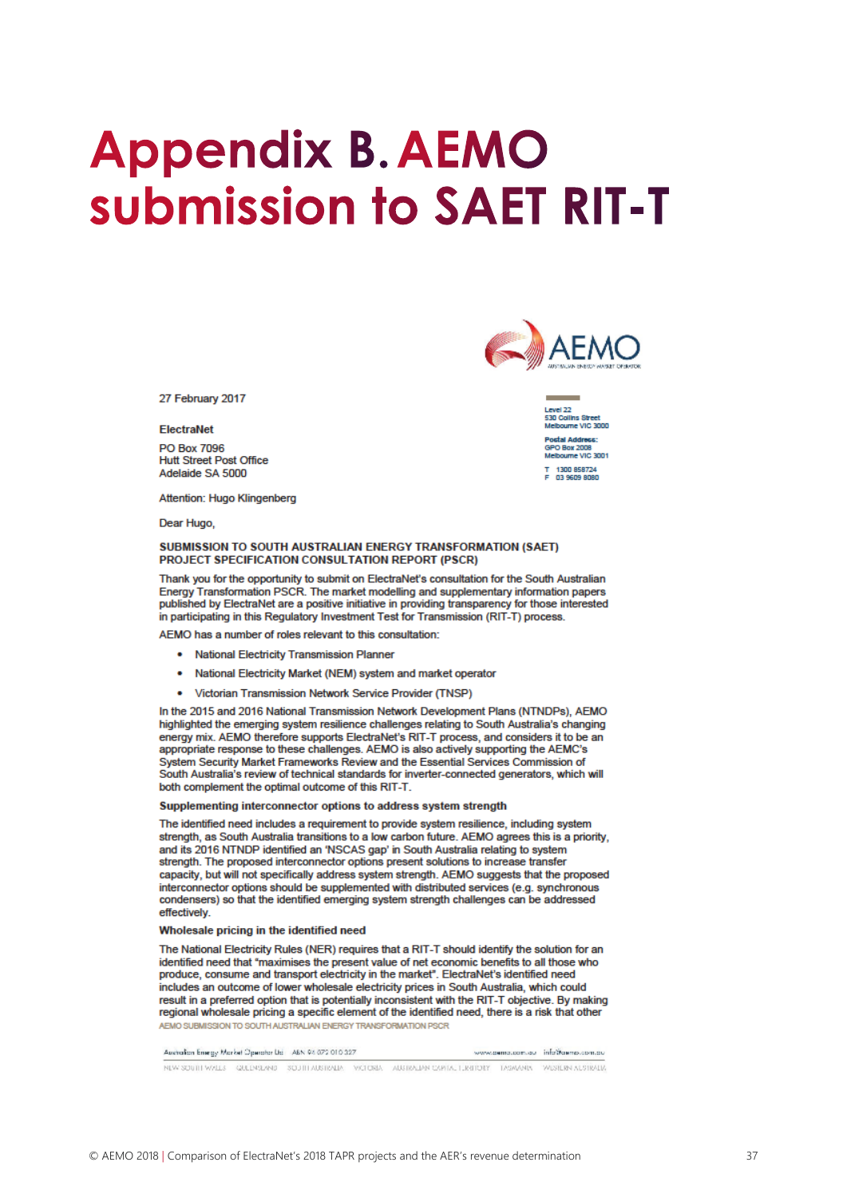# Appendix B. AEMO submission to SAET RIT-T

AEMO

Level 22
530 Collins Street
Melbourne VIC 3000

**Postal Address:**
GPO Box 2008
Melbourne VIC 3001

T 1300 858724
F 03 9609 8080

27 February 2017

**ElectraNet**

PO Box 7096
Hutt Street Post Office
Adelaide SA 5000

Attention: Hugo Klingenberg

Dear Hugo,

**SUBMISSION TO SOUTH AUSTRALIAN ENERGY TRANSFORMATION (SAET) PROJECT SPECIFICATION CONSULTATION REPORT (PSCR)**

Thank you for the opportunity to submit on ElectraNet's consultation for the South Australian Energy Transformation PSCR. The market modelling and supplementary information papers published by ElectraNet are a positive initiative in providing transparency for those interested in participating in this Regulatory Investment Test for Transmission (RIT-T) process.

AEMO has a number of roles relevant to this consultation:

- National Electricity Transmission Planner
- National Electricity Market (NEM) system and market operator
- Victorian Transmission Network Service Provider (TNSP)

In the 2015 and 2016 National Transmission Network Development Plans (NTNDPs), AEMO highlighted the emerging system resilience challenges relating to South Australia's changing energy mix. AEMO therefore supports ElectraNet's RIT-T process, and considers it to be an appropriate response to these challenges. AEMO is also actively supporting the AEMC's System Security Market Frameworks Review and the Essential Services Commission of South Australia's review of technical standards for inverter-connected generators, which will both complement the optimal outcome of this RIT-T.

**Supplementing interconnector options to address system strength**

The identified need includes a requirement to provide system resilience, including system strength, as South Australia transitions to a low carbon future. AEMO agrees this is a priority, and its 2016 NTNDP identified an 'NSCAS gap' in South Australia relating to system strength. The proposed interconnector options present solutions to increase transfer capacity, but will not specifically address system strength. AEMO suggests that the proposed interconnector options should be supplemented with distributed services (e.g. synchronous condensers) so that the identified emerging system strength challenges can be addressed effectively.

**Wholesale pricing in the identified need**

The National Electricity Rules (NER) requires that a RIT-T should identify the solution for an identified need that "maximises the present value of net economic benefits to all those who produce, consume and transport electricity in the market". ElectraNet's identified need includes an outcome of lower wholesale electricity prices in South Australia, which could result in a preferred option that is potentially inconsistent with the RIT-T objective. By making regional wholesale pricing a specific element of the identified need, there is a risk that other

AEMO SUBMISSION TO SOUTH AUSTRALIAN ENERGY TRANSFORMATION PSCR

Australian Energy Market Operator Ltd ABN 94 072 010 327 www.aemo.com.au info@aemo.com.au

NEW SOUTH WALES QUEENSLAND SOUTH AUSTRALIA VICTORIA AUSTRALIAN CAPITAL TERRITORY TASMANIA WESTERN AUSTRALIA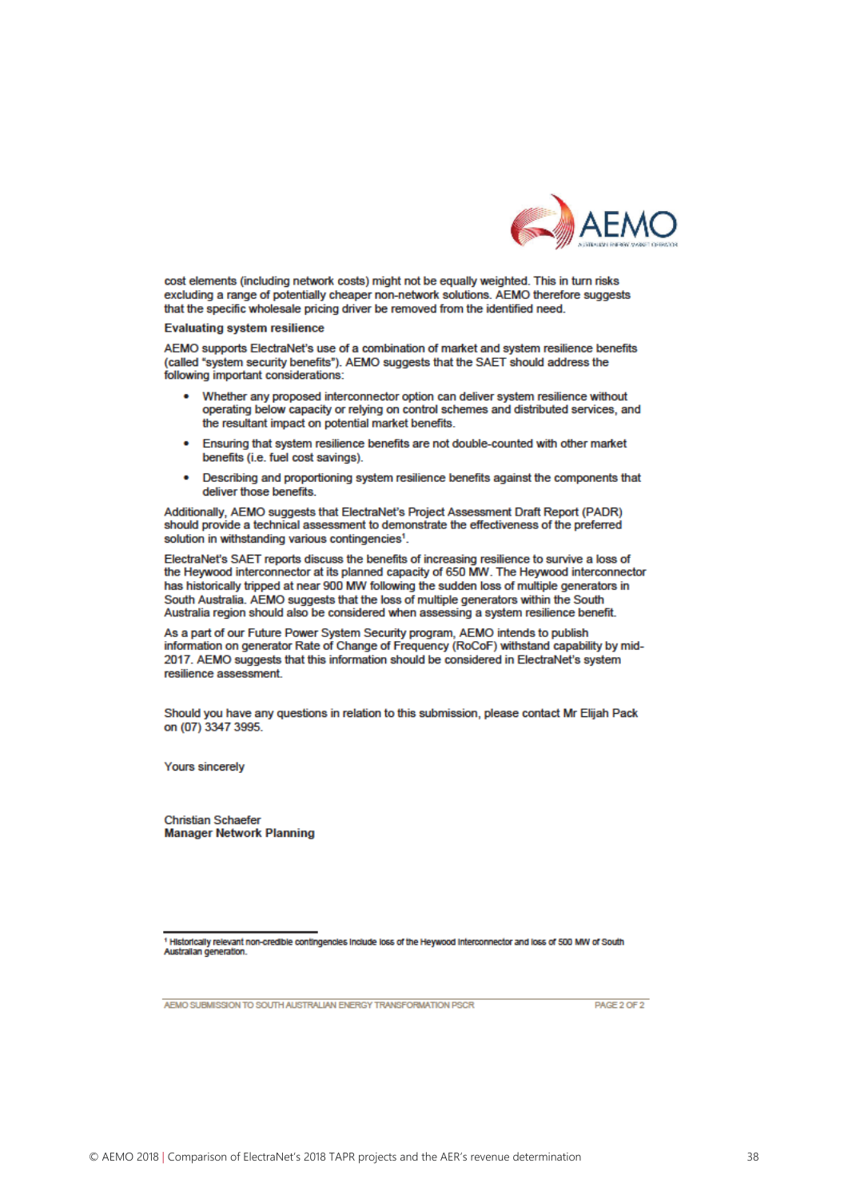cost elements (including network costs) might not be equally weighted. This in turn risks excluding a range of potentially cheaper non-network solutions. AEMO therefore suggests that the specific wholesale pricing driver be removed from the identified need.

**Evaluating system resilience**

AEMO supports ElectraNet's use of a combination of market and system resilience benefits (called "system security benefits"). AEMO suggests that the SAET should address the following important considerations:

- Whether any proposed interconnector option can deliver system resilience without operating below capacity or relying on control schemes and distributed services, and the resultant impact on potential market benefits.
- Ensuring that system resilience benefits are not double-counted with other market benefits (i.e. fuel cost savings).
- Describing and proportioning system resilience benefits against the components that deliver those benefits.

Additionally, AEMO suggests that ElectraNet's Project Assessment Draft Report (PADR) should provide a technical assessment to demonstrate the effectiveness of the preferred solution in withstanding various contingencies[1].

ElectraNet's SAET reports discuss the benefits of increasing resilience to survive a loss of the Heywood interconnector at its planned capacity of 650 MW. The Heywood interconnector has historically tripped at near 900 MW following the sudden loss of multiple generators in South Australia. AEMO suggests that the loss of multiple generators within the South Australia region should also be considered when assessing a system resilience benefit.

As a part of our Future Power System Security program, AEMO intends to publish information on generator Rate of Change of Frequency (RoCoF) withstand capability by mid-2017. AEMO suggests that this information should be considered in ElectraNet's system resilience assessment.

Should you have any questions in relation to this submission, please contact Mr Elijah Pack on (07) 3347 3995.

Yours sincerely

Christian Schaefer
**Manager Network Planning**

---

[1] Historically relevant non-credible contingencies include loss of the Heywood Interconnector and loss of 500 MW of South Australian generation.

AEMO SUBMISSION TO SOUTH AUSTRALIAN ENERGY TRANSFORMATION PSCR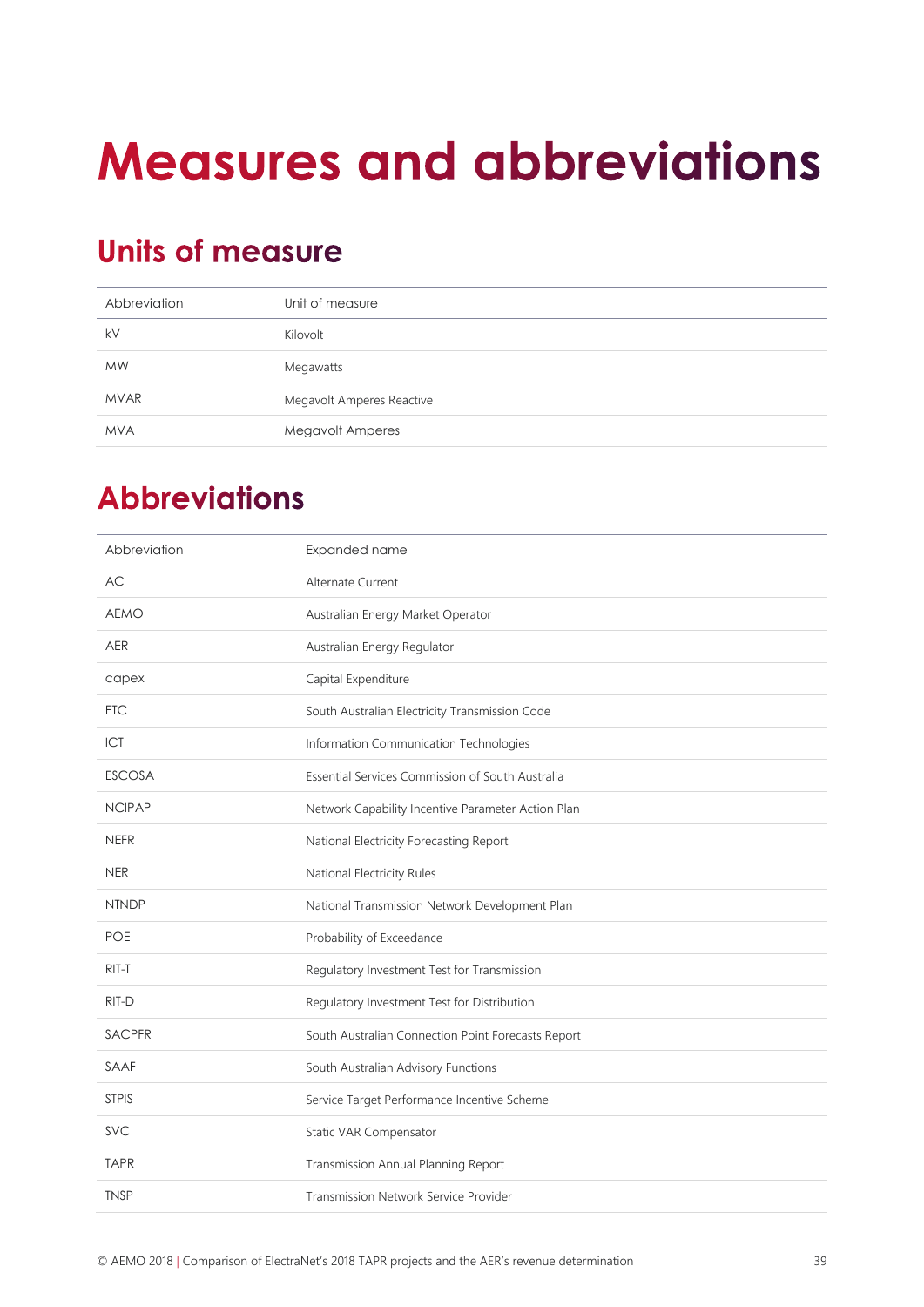# Measures and abbreviations

## Units of measure

| Abbreviation | Unit of measure |
| --- | --- |
| kV | Kilovolt |
| MW | Megawatts |
| MVAR | Megavolt Amperes Reactive |
| MVA | Megavolt Amperes |

## Abbreviations

| Abbreviation | Expanded name |
| --- | --- |
| AC | Alternate Current |
| AEMO | Australian Energy Market Operator |
| AER | Australian Energy Regulator |
| capex | Capital Expenditure |
| ETC | South Australian Electricity Transmission Code |
| ICT | Information Communication Technologies |
| ESCOSA | Essential Services Commission of South Australia |
| NCIPAP | Network Capability Incentive Parameter Action Plan |
| NEFR | National Electricity Forecasting Report |
| NER | National Electricity Rules |
| NTNDP | National Transmission Network Development Plan |
| POE | Probability of Exceedance |
| RIT-T | Regulatory Investment Test for Transmission |
| RIT-D | Regulatory Investment Test for Distribution |
| SACPFR | South Australian Connection Point Forecasts Report |
| SAAF | South Australian Advisory Functions |
| STPIS | Service Target Performance Incentive Scheme |
| SVC | Static VAR Compensator |
| TAPR | Transmission Annual Planning Report |
| TNSP | Transmission Network Service Provider |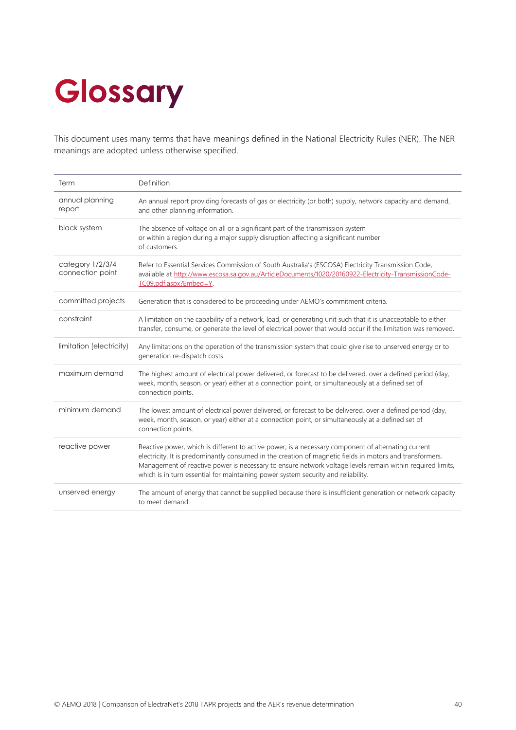# Glossary

This document uses many terms that have meanings defined in the National Electricity Rules (NER). The NER meanings are adopted unless otherwise specified.

| Term | Definition |
|---|---|
| annual planning report | An annual report providing forecasts of gas or electricity (or both) supply, network capacity and demand, and other planning information. |
| black system | The absence of voltage on all or a significant part of the transmission system or within a region during a major supply disruption affecting a significant number of customers. |
| category 1/2/3/4 connection point | Refer to Essential Services Commission of South Australia's (ESCOSA) Electricity Transmission Code, available at http://www.escosa.sa.gov.au/ArticleDocuments/1020/20160922-Electricity-TransmissionCode-TC09.pdf.aspx?Embed=Y. |
| committed projects | Generation that is considered to be proceeding under AEMO's commitment criteria. |
| constraint | A limitation on the capability of a network, load, or generating unit such that it is unacceptable to either transfer, consume, or generate the level of electrical power that would occur if the limitation was removed. |
| limitation (electricity) | Any limitations on the operation of the transmission system that could give rise to unserved energy or to generation re-dispatch costs. |
| maximum demand | The highest amount of electrical power delivered, or forecast to be delivered, over a defined period (day, week, month, season, or year) either at a connection point, or simultaneously at a defined set of connection points. |
| minimum demand | The lowest amount of electrical power delivered, or forecast to be delivered, over a defined period (day, week, month, season, or year) either at a connection point, or simultaneously at a defined set of connection points. |
| reactive power | Reactive power, which is different to active power, is a necessary component of alternating current electricity. It is predominantly consumed in the creation of magnetic fields in motors and transformers. Management of reactive power is necessary to ensure network voltage levels remain within required limits, which is in turn essential for maintaining power system security and reliability. |
| unserved energy | The amount of energy that cannot be supplied because there is insufficient generation or network capacity to meet demand. |